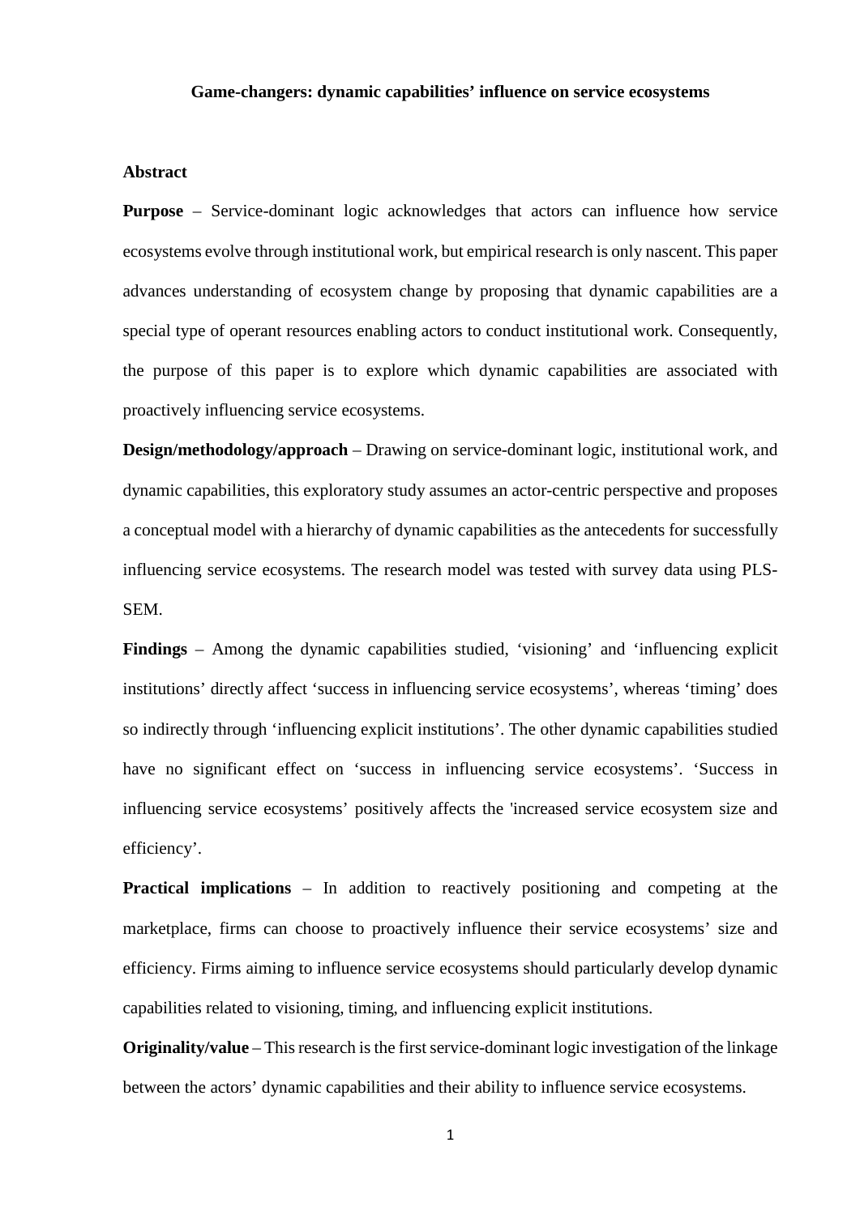# Game-changers: dynamic capabilities' influence on service ecosystems

## Abstract

**Purpose** – Service-dominant logic acknowledges that actors can influence how service ecosystems evolve through institutional work, but empirical research is only nascent. This paper advances understanding of ecosystem change by proposing that dynamic capabilities are a special type of operant resources enabling actors to conduct institutional work. Consequently, the purpose of this paper is to explore which dynamic capabilities are associated with proactively influencing service ecosystems.

**Design/methodology/approach** – Drawing on service-dominant logic, institutional work, and dynamic capabilities, this exploratory study assumes an actor-centric perspective and proposes a conceptual model with a hierarchy of dynamic capabilities as the antecedents for successfully influencing service ecosystems. The research model was tested with survey data using PLS-SEM.

**Findings** – Among the dynamic capabilities studied, 'visioning' and 'influencing explicit institutions' directly affect 'success in influencing service ecosystems', whereas 'timing' does so indirectly through 'influencing explicit institutions'. The other dynamic capabilities studied have no significant effect on 'success in influencing service ecosystems'. 'Success in influencing service ecosystems' positively affects the 'increased service ecosystem size and efficiency'.

**Practical implications** – In addition to reactively positioning and competing at the marketplace, firms can choose to proactively influence their service ecosystems' size and efficiency. Firms aiming to influence service ecosystems should particularly develop dynamic capabilities related to visioning, timing, and influencing explicit institutions.

**Originality/value** – This research is the first service-dominant logic investigation of the linkage between the actors' dynamic capabilities and their ability to influence service ecosystems.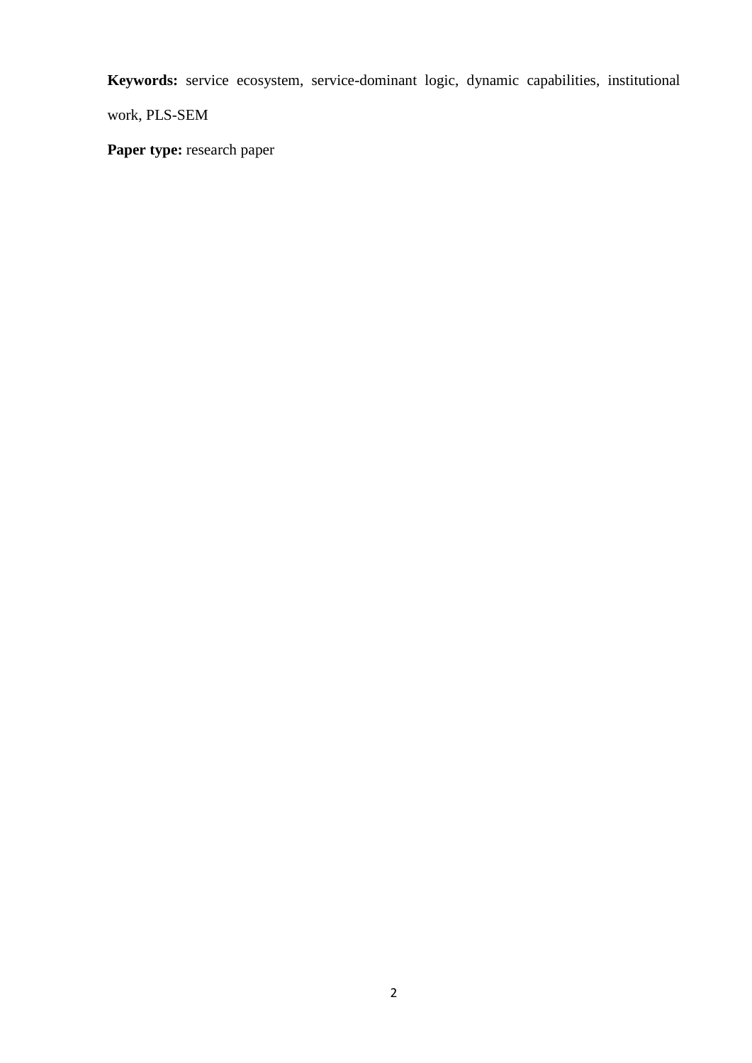**Keywords:** service ecosystem, service-dominant logic, dynamic capabilities, institutional work, PLS-SEM

**Paper type:** research paper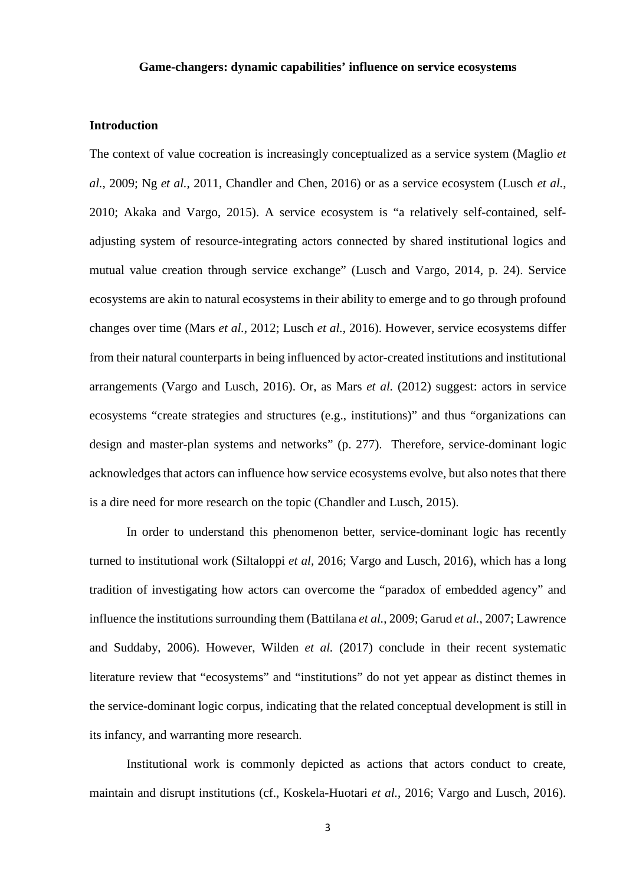**Game-changers: dynamic capabilities' influence on service ecosystems**

## Introduction

The context of value cocreation is increasingly conceptualized as a service system (Maglio *et al.*, 2009; Ng *et al.*, 2011, Chandler and Chen, 2016) or as a service ecosystem (Lusch *et al.*, 2010; Akaka and Vargo, 2015). A service ecosystem is "a relatively self-contained, self-adjusting system of resource-integrating actors connected by shared institutional logics and mutual value creation through service exchange" (Lusch and Vargo, 2014, p. 24). Service ecosystems are akin to natural ecosystems in their ability to emerge and to go through profound changes over time (Mars *et al.*, 2012; Lusch *et al.*, 2016). However, service ecosystems differ from their natural counterparts in being influenced by actor-created institutions and institutional arrangements (Vargo and Lusch, 2016). Or, as Mars *et al.* (2012) suggest: actors in service ecosystems "create strategies and structures (e.g., institutions)" and thus "organizations can design and master-plan systems and networks" (p. 277). Therefore, service-dominant logic acknowledges that actors can influence how service ecosystems evolve, but also notes that there is a dire need for more research on the topic (Chandler and Lusch, 2015).

In order to understand this phenomenon better, service-dominant logic has recently turned to institutional work (Siltaloppi *et al*, 2016; Vargo and Lusch, 2016), which has a long tradition of investigating how actors can overcome the "paradox of embedded agency" and influence the institutions surrounding them (Battilana *et al.*, 2009; Garud *et al.*, 2007; Lawrence and Suddaby, 2006). However, Wilden *et al.* (2017) conclude in their recent systematic literature review that "ecosystems" and "institutions" do not yet appear as distinct themes in the service-dominant logic corpus, indicating that the related conceptual development is still in its infancy, and warranting more research.

Institutional work is commonly depicted as actions that actors conduct to create, maintain and disrupt institutions (cf., Koskela-Huotari *et al.*, 2016; Vargo and Lusch, 2016).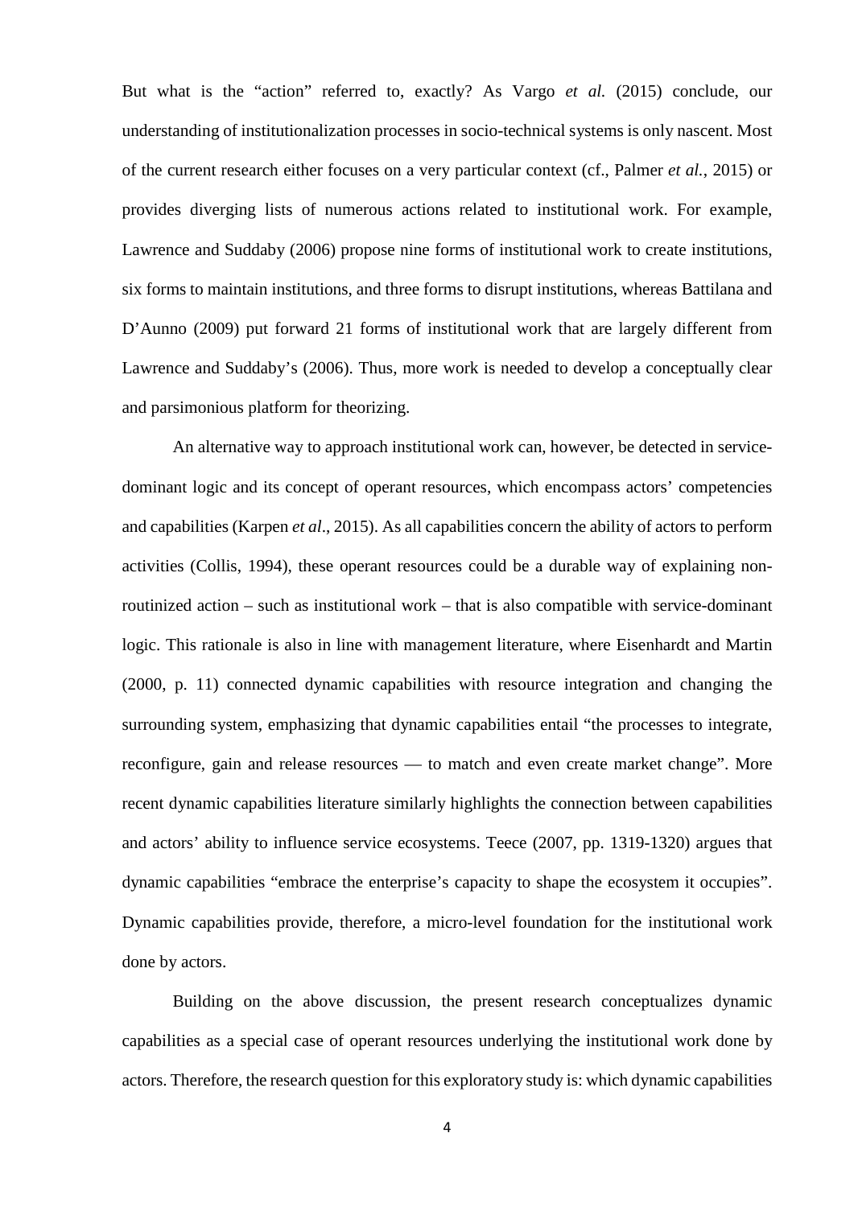But what is the "action" referred to, exactly? As Vargo *et al.* (2015) conclude, our understanding of institutionalization processes in socio-technical systems is only nascent. Most of the current research either focuses on a very particular context (cf., Palmer *et al.*, 2015) or provides diverging lists of numerous actions related to institutional work. For example, Lawrence and Suddaby (2006) propose nine forms of institutional work to create institutions, six forms to maintain institutions, and three forms to disrupt institutions, whereas Battilana and D'Aunno (2009) put forward 21 forms of institutional work that are largely different from Lawrence and Suddaby's (2006). Thus, more work is needed to develop a conceptually clear and parsimonious platform for theorizing.

An alternative way to approach institutional work can, however, be detected in service-dominant logic and its concept of operant resources, which encompass actors' competencies and capabilities (Karpen *et al*., 2015). As all capabilities concern the ability of actors to perform activities (Collis, 1994), these operant resources could be a durable way of explaining non-routinized action – such as institutional work – that is also compatible with service-dominant logic. This rationale is also in line with management literature, where Eisenhardt and Martin (2000, p. 11) connected dynamic capabilities with resource integration and changing the surrounding system, emphasizing that dynamic capabilities entail "the processes to integrate, reconfigure, gain and release resources — to match and even create market change". More recent dynamic capabilities literature similarly highlights the connection between capabilities and actors' ability to influence service ecosystems. Teece (2007, pp. 1319-1320) argues that dynamic capabilities "embrace the enterprise's capacity to shape the ecosystem it occupies". Dynamic capabilities provide, therefore, a micro-level foundation for the institutional work done by actors.

Building on the above discussion, the present research conceptualizes dynamic capabilities as a special case of operant resources underlying the institutional work done by actors. Therefore, the research question for this exploratory study is: which dynamic capabilities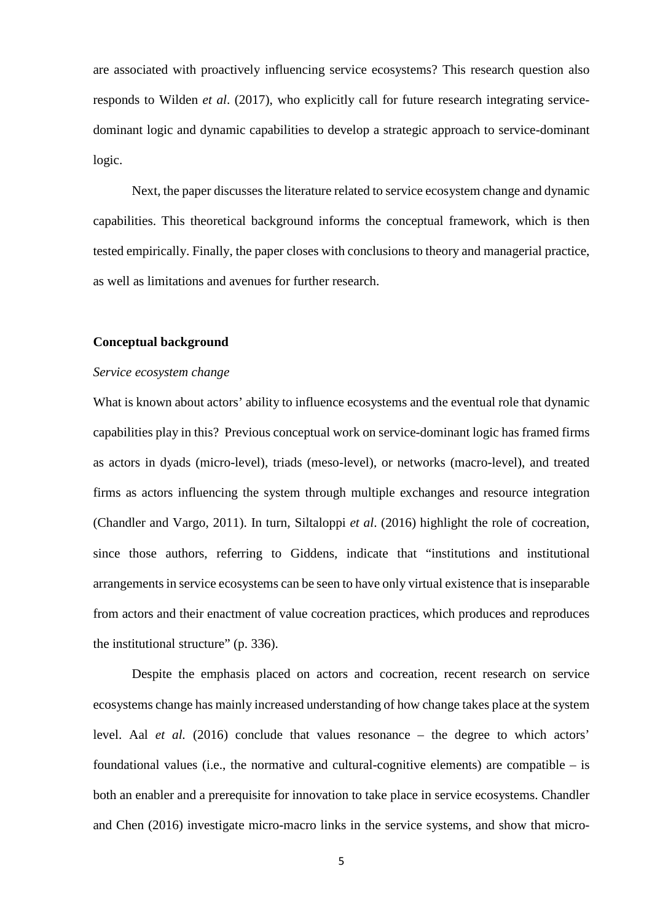are associated with proactively influencing service ecosystems? This research question also responds to Wilden *et al*. (2017), who explicitly call for future research integrating service-dominant logic and dynamic capabilities to develop a strategic approach to service-dominant logic.

Next, the paper discusses the literature related to service ecosystem change and dynamic capabilities. This theoretical background informs the conceptual framework, which is then tested empirically. Finally, the paper closes with conclusions to theory and managerial practice, as well as limitations and avenues for further research.

## Conceptual background

### *Service ecosystem change*

What is known about actors' ability to influence ecosystems and the eventual role that dynamic capabilities play in this? Previous conceptual work on service-dominant logic has framed firms as actors in dyads (micro-level), triads (meso-level), or networks (macro-level), and treated firms as actors influencing the system through multiple exchanges and resource integration (Chandler and Vargo, 2011). In turn, Siltaloppi *et al*. (2016) highlight the role of cocreation, since those authors, referring to Giddens, indicate that "institutions and institutional arrangements in service ecosystems can be seen to have only virtual existence that is inseparable from actors and their enactment of value cocreation practices, which produces and reproduces the institutional structure" (p. 336).

Despite the emphasis placed on actors and cocreation, recent research on service ecosystems change has mainly increased understanding of how change takes place at the system level. Aal *et al.* (2016) conclude that values resonance – the degree to which actors' foundational values (i.e., the normative and cultural-cognitive elements) are compatible – is both an enabler and a prerequisite for innovation to take place in service ecosystems. Chandler and Chen (2016) investigate micro-macro links in the service systems, and show that micro-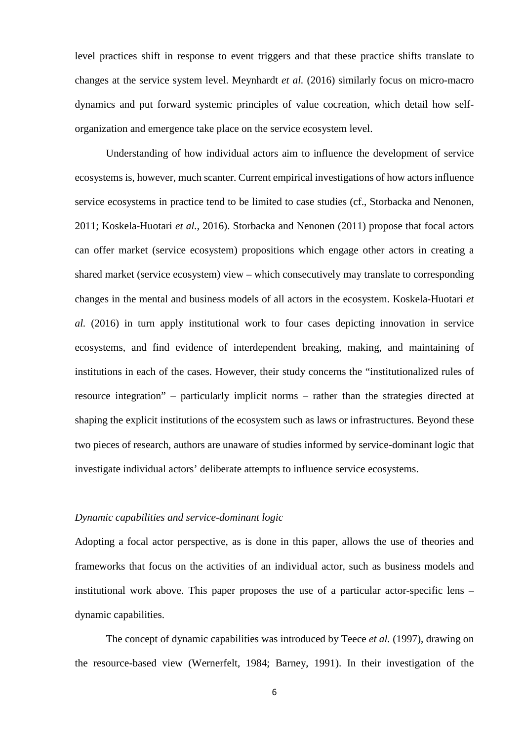level practices shift in response to event triggers and that these practice shifts translate to changes at the service system level. Meynhardt *et al.* (2016) similarly focus on micro-macro dynamics and put forward systemic principles of value cocreation, which detail how self-organization and emergence take place on the service ecosystem level.

Understanding of how individual actors aim to influence the development of service ecosystems is, however, much scanter. Current empirical investigations of how actors influence service ecosystems in practice tend to be limited to case studies (cf., Storbacka and Nenonen, 2011; Koskela-Huotari *et al.*, 2016). Storbacka and Nenonen (2011) propose that focal actors can offer market (service ecosystem) propositions which engage other actors in creating a shared market (service ecosystem) view – which consecutively may translate to corresponding changes in the mental and business models of all actors in the ecosystem. Koskela-Huotari *et al.* (2016) in turn apply institutional work to four cases depicting innovation in service ecosystems, and find evidence of interdependent breaking, making, and maintaining of institutions in each of the cases. However, their study concerns the "institutionalized rules of resource integration" – particularly implicit norms – rather than the strategies directed at shaping the explicit institutions of the ecosystem such as laws or infrastructures. Beyond these two pieces of research, authors are unaware of studies informed by service-dominant logic that investigate individual actors' deliberate attempts to influence service ecosystems.

### *Dynamic capabilities and service-dominant logic*

Adopting a focal actor perspective, as is done in this paper, allows the use of theories and frameworks that focus on the activities of an individual actor, such as business models and institutional work above. This paper proposes the use of a particular actor-specific lens – dynamic capabilities.

The concept of dynamic capabilities was introduced by Teece *et al.* (1997), drawing on the resource-based view (Wernerfelt, 1984; Barney, 1991). In their investigation of the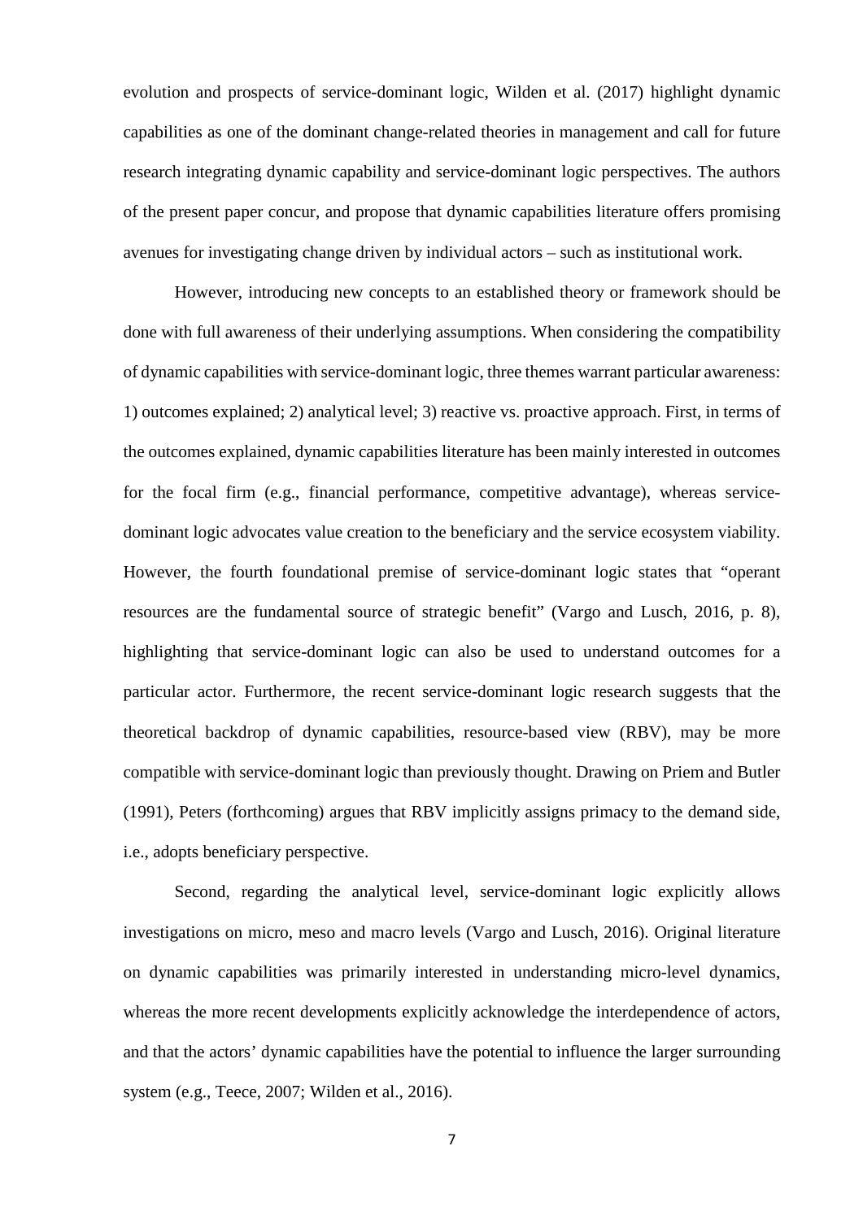evolution and prospects of service-dominant logic, Wilden et al. (2017) highlight dynamic capabilities as one of the dominant change-related theories in management and call for future research integrating dynamic capability and service-dominant logic perspectives. The authors of the present paper concur, and propose that dynamic capabilities literature offers promising avenues for investigating change driven by individual actors – such as institutional work.

However, introducing new concepts to an established theory or framework should be done with full awareness of their underlying assumptions. When considering the compatibility of dynamic capabilities with service-dominant logic, three themes warrant particular awareness: 1) outcomes explained; 2) analytical level; 3) reactive vs. proactive approach. First, in terms of the outcomes explained, dynamic capabilities literature has been mainly interested in outcomes for the focal firm (e.g., financial performance, competitive advantage), whereas service-dominant logic advocates value creation to the beneficiary and the service ecosystem viability. However, the fourth foundational premise of service-dominant logic states that "operant resources are the fundamental source of strategic benefit" (Vargo and Lusch, 2016, p. 8), highlighting that service-dominant logic can also be used to understand outcomes for a particular actor. Furthermore, the recent service-dominant logic research suggests that the theoretical backdrop of dynamic capabilities, resource-based view (RBV), may be more compatible with service-dominant logic than previously thought. Drawing on Priem and Butler (1991), Peters (forthcoming) argues that RBV implicitly assigns primacy to the demand side, i.e., adopts beneficiary perspective.

Second, regarding the analytical level, service-dominant logic explicitly allows investigations on micro, meso and macro levels (Vargo and Lusch, 2016). Original literature on dynamic capabilities was primarily interested in understanding micro-level dynamics, whereas the more recent developments explicitly acknowledge the interdependence of actors, and that the actors' dynamic capabilities have the potential to influence the larger surrounding system (e.g., Teece, 2007; Wilden et al., 2016).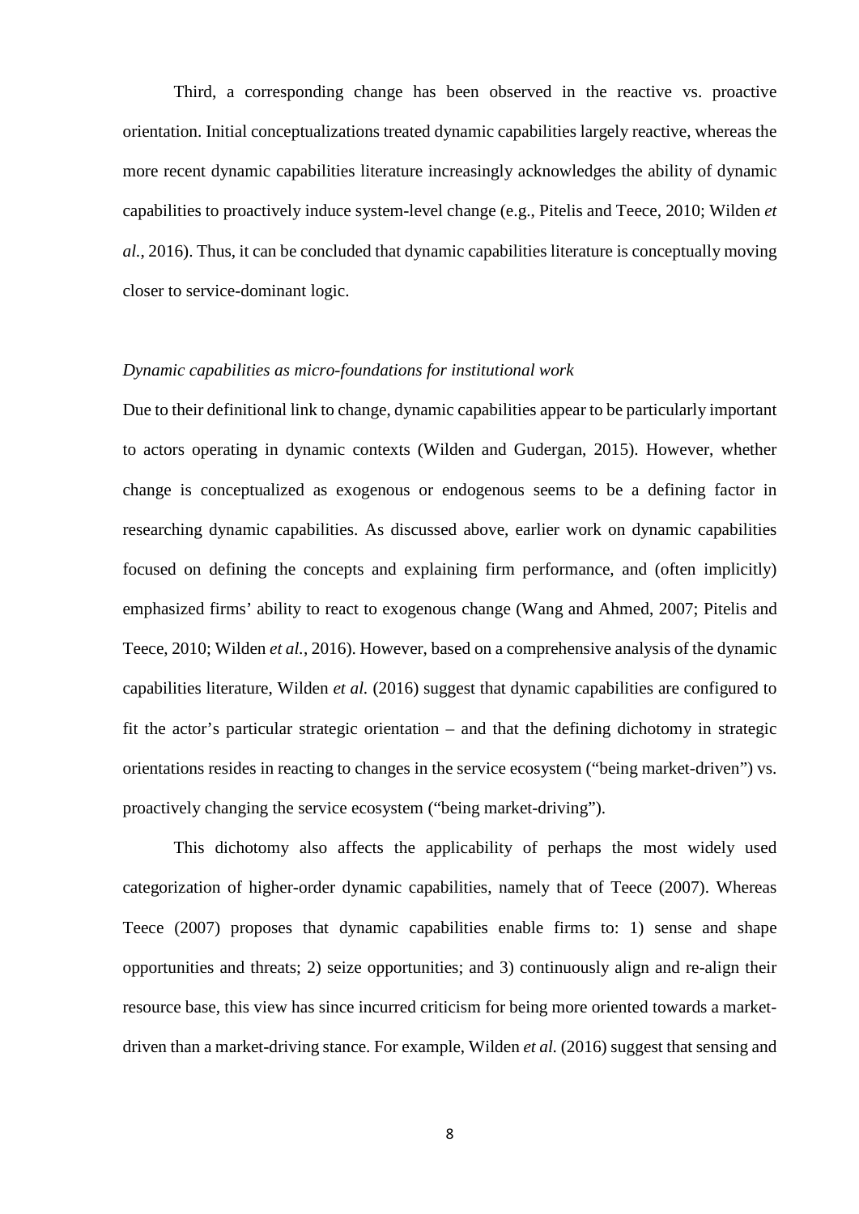Third, a corresponding change has been observed in the reactive vs. proactive orientation. Initial conceptualizations treated dynamic capabilities largely reactive, whereas the more recent dynamic capabilities literature increasingly acknowledges the ability of dynamic capabilities to proactively induce system-level change (e.g., Pitelis and Teece, 2010; Wilden *et al.*, 2016). Thus, it can be concluded that dynamic capabilities literature is conceptually moving closer to service-dominant logic.

*Dynamic capabilities as micro-foundations for institutional work*

Due to their definitional link to change, dynamic capabilities appear to be particularly important to actors operating in dynamic contexts (Wilden and Gudergan, 2015). However, whether change is conceptualized as exogenous or endogenous seems to be a defining factor in researching dynamic capabilities. As discussed above, earlier work on dynamic capabilities focused on defining the concepts and explaining firm performance, and (often implicitly) emphasized firms' ability to react to exogenous change (Wang and Ahmed, 2007; Pitelis and Teece, 2010; Wilden *et al.*, 2016). However, based on a comprehensive analysis of the dynamic capabilities literature, Wilden *et al.* (2016) suggest that dynamic capabilities are configured to fit the actor's particular strategic orientation – and that the defining dichotomy in strategic orientations resides in reacting to changes in the service ecosystem ("being market-driven") vs. proactively changing the service ecosystem ("being market-driving").

This dichotomy also affects the applicability of perhaps the most widely used categorization of higher-order dynamic capabilities, namely that of Teece (2007). Whereas Teece (2007) proposes that dynamic capabilities enable firms to: 1) sense and shape opportunities and threats; 2) seize opportunities; and 3) continuously align and re-align their resource base, this view has since incurred criticism for being more oriented towards a market-driven than a market-driving stance. For example, Wilden *et al.* (2016) suggest that sensing and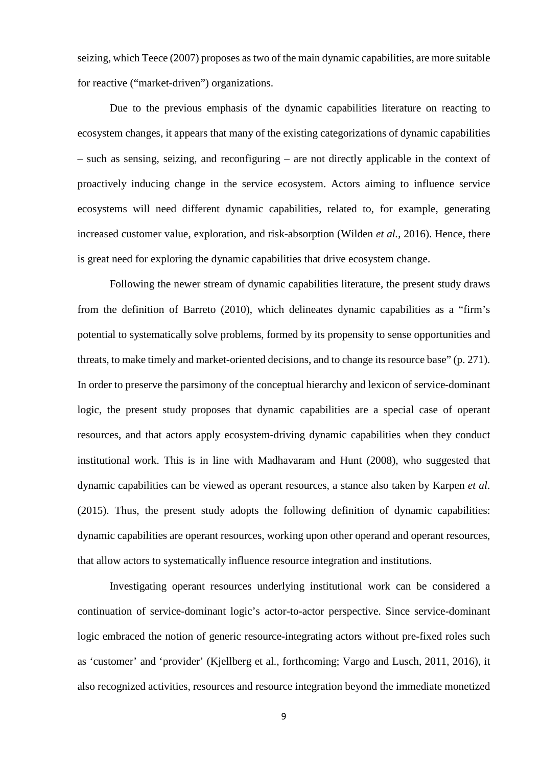seizing, which Teece (2007) proposes as two of the main dynamic capabilities, are more suitable for reactive ("market-driven") organizations.

Due to the previous emphasis of the dynamic capabilities literature on reacting to ecosystem changes, it appears that many of the existing categorizations of dynamic capabilities – such as sensing, seizing, and reconfiguring – are not directly applicable in the context of proactively inducing change in the service ecosystem. Actors aiming to influence service ecosystems will need different dynamic capabilities, related to, for example, generating increased customer value, exploration, and risk-absorption (Wilden *et al.*, 2016). Hence, there is great need for exploring the dynamic capabilities that drive ecosystem change.

Following the newer stream of dynamic capabilities literature, the present study draws from the definition of Barreto (2010), which delineates dynamic capabilities as a "firm's potential to systematically solve problems, formed by its propensity to sense opportunities and threats, to make timely and market-oriented decisions, and to change its resource base" (p. 271). In order to preserve the parsimony of the conceptual hierarchy and lexicon of service-dominant logic, the present study proposes that dynamic capabilities are a special case of operant resources, and that actors apply ecosystem-driving dynamic capabilities when they conduct institutional work. This is in line with Madhavaram and Hunt (2008), who suggested that dynamic capabilities can be viewed as operant resources, a stance also taken by Karpen *et al*. (2015). Thus, the present study adopts the following definition of dynamic capabilities: dynamic capabilities are operant resources, working upon other operand and operant resources, that allow actors to systematically influence resource integration and institutions.

Investigating operant resources underlying institutional work can be considered a continuation of service-dominant logic's actor-to-actor perspective. Since service-dominant logic embraced the notion of generic resource-integrating actors without pre-fixed roles such as 'customer' and 'provider' (Kjellberg et al., forthcoming; Vargo and Lusch, 2011, 2016), it also recognized activities, resources and resource integration beyond the immediate monetized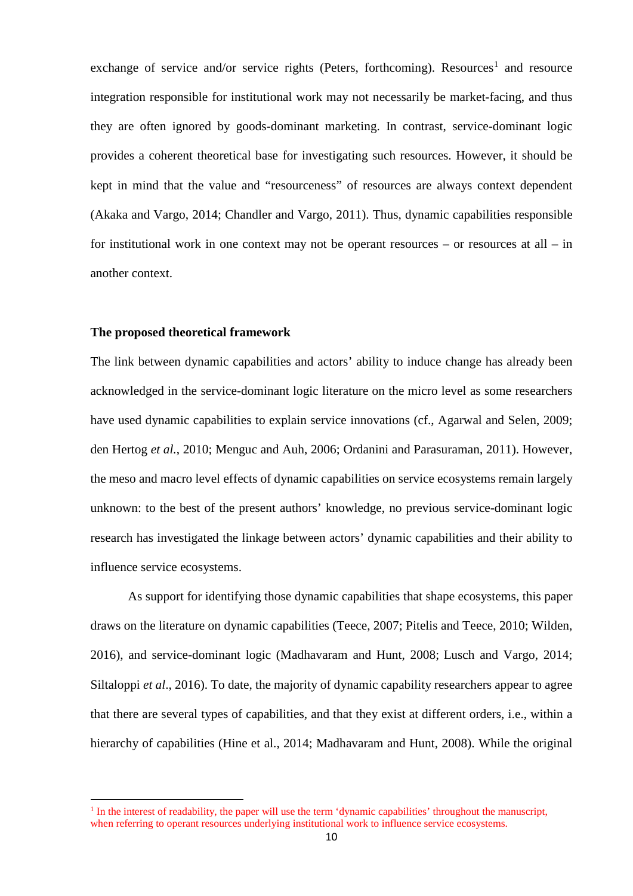exchange of service and/or service rights (Peters, forthcoming). Resources[1] and resource integration responsible for institutional work may not necessarily be market-facing, and thus they are often ignored by goods-dominant marketing. In contrast, service-dominant logic provides a coherent theoretical base for investigating such resources. However, it should be kept in mind that the value and "resourceness" of resources are always context dependent (Akaka and Vargo, 2014; Chandler and Vargo, 2011). Thus, dynamic capabilities responsible for institutional work in one context may not be operant resources – or resources at all – in another context.

**The proposed theoretical framework**

The link between dynamic capabilities and actors' ability to induce change has already been acknowledged in the service-dominant logic literature on the micro level as some researchers have used dynamic capabilities to explain service innovations (cf., Agarwal and Selen, 2009; den Hertog *et al.*, 2010; Menguc and Auh, 2006; Ordanini and Parasuraman, 2011). However, the meso and macro level effects of dynamic capabilities on service ecosystems remain largely unknown: to the best of the present authors' knowledge, no previous service-dominant logic research has investigated the linkage between actors' dynamic capabilities and their ability to influence service ecosystems.

As support for identifying those dynamic capabilities that shape ecosystems, this paper draws on the literature on dynamic capabilities (Teece, 2007; Pitelis and Teece, 2010; Wilden, 2016), and service-dominant logic (Madhavaram and Hunt, 2008; Lusch and Vargo, 2014; Siltaloppi *et al*., 2016). To date, the majority of dynamic capability researchers appear to agree that there are several types of capabilities, and that they exist at different orders, i.e., within a hierarchy of capabilities (Hine et al., 2014; Madhavaram and Hunt, 2008). While the original

[1] In the interest of readability, the paper will use the term 'dynamic capabilities' throughout the manuscript, when referring to operant resources underlying institutional work to influence service ecosystems.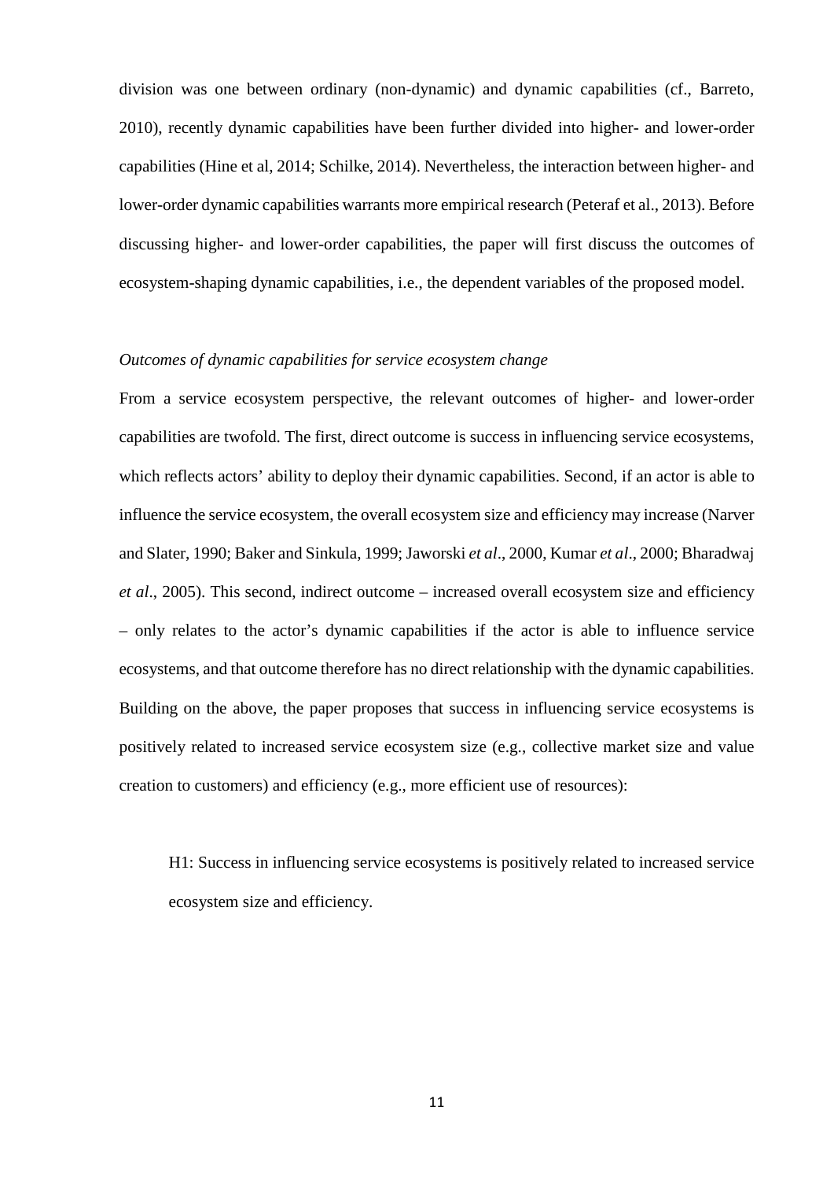division was one between ordinary (non-dynamic) and dynamic capabilities (cf., Barreto, 2010), recently dynamic capabilities have been further divided into higher- and lower-order capabilities (Hine et al, 2014; Schilke, 2014). Nevertheless, the interaction between higher- and lower-order dynamic capabilities warrants more empirical research (Peteraf et al., 2013). Before discussing higher- and lower-order capabilities, the paper will first discuss the outcomes of ecosystem-shaping dynamic capabilities, i.e., the dependent variables of the proposed model.

*Outcomes of dynamic capabilities for service ecosystem change*

From a service ecosystem perspective, the relevant outcomes of higher- and lower-order capabilities are twofold. The first, direct outcome is success in influencing service ecosystems, which reflects actors' ability to deploy their dynamic capabilities. Second, if an actor is able to influence the service ecosystem, the overall ecosystem size and efficiency may increase (Narver and Slater, 1990; Baker and Sinkula, 1999; Jaworski *et al*., 2000, Kumar *et al*., 2000; Bharadwaj *et al*., 2005). This second, indirect outcome – increased overall ecosystem size and efficiency – only relates to the actor's dynamic capabilities if the actor is able to influence service ecosystems, and that outcome therefore has no direct relationship with the dynamic capabilities. Building on the above, the paper proposes that success in influencing service ecosystems is positively related to increased service ecosystem size (e.g., collective market size and value creation to customers) and efficiency (e.g., more efficient use of resources):

> H1: Success in influencing service ecosystems is positively related to increased service ecosystem size and efficiency.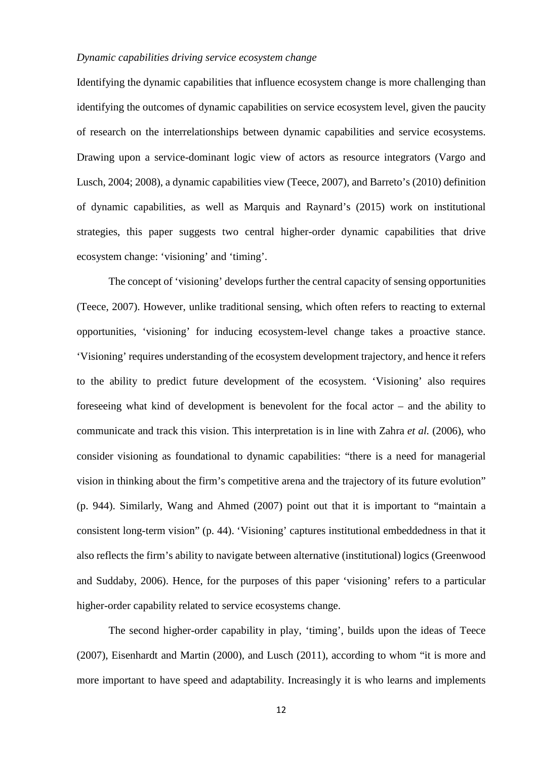*Dynamic capabilities driving service ecosystem change*

Identifying the dynamic capabilities that influence ecosystem change is more challenging than identifying the outcomes of dynamic capabilities on service ecosystem level, given the paucity of research on the interrelationships between dynamic capabilities and service ecosystems. Drawing upon a service-dominant logic view of actors as resource integrators (Vargo and Lusch, 2004; 2008), a dynamic capabilities view (Teece, 2007), and Barreto's (2010) definition of dynamic capabilities, as well as Marquis and Raynard's (2015) work on institutional strategies, this paper suggests two central higher-order dynamic capabilities that drive ecosystem change: 'visioning' and 'timing'.

The concept of 'visioning' develops further the central capacity of sensing opportunities (Teece, 2007). However, unlike traditional sensing, which often refers to reacting to external opportunities, 'visioning' for inducing ecosystem-level change takes a proactive stance. 'Visioning' requires understanding of the ecosystem development trajectory, and hence it refers to the ability to predict future development of the ecosystem. 'Visioning' also requires foreseeing what kind of development is benevolent for the focal actor – and the ability to communicate and track this vision. This interpretation is in line with Zahra *et al.* (2006), who consider visioning as foundational to dynamic capabilities: "there is a need for managerial vision in thinking about the firm's competitive arena and the trajectory of its future evolution" (p. 944). Similarly, Wang and Ahmed (2007) point out that it is important to "maintain a consistent long-term vision" (p. 44). 'Visioning' captures institutional embeddedness in that it also reflects the firm's ability to navigate between alternative (institutional) logics (Greenwood and Suddaby, 2006). Hence, for the purposes of this paper 'visioning' refers to a particular higher-order capability related to service ecosystems change.

The second higher-order capability in play, 'timing', builds upon the ideas of Teece (2007), Eisenhardt and Martin (2000), and Lusch (2011), according to whom "it is more and more important to have speed and adaptability. Increasingly it is who learns and implements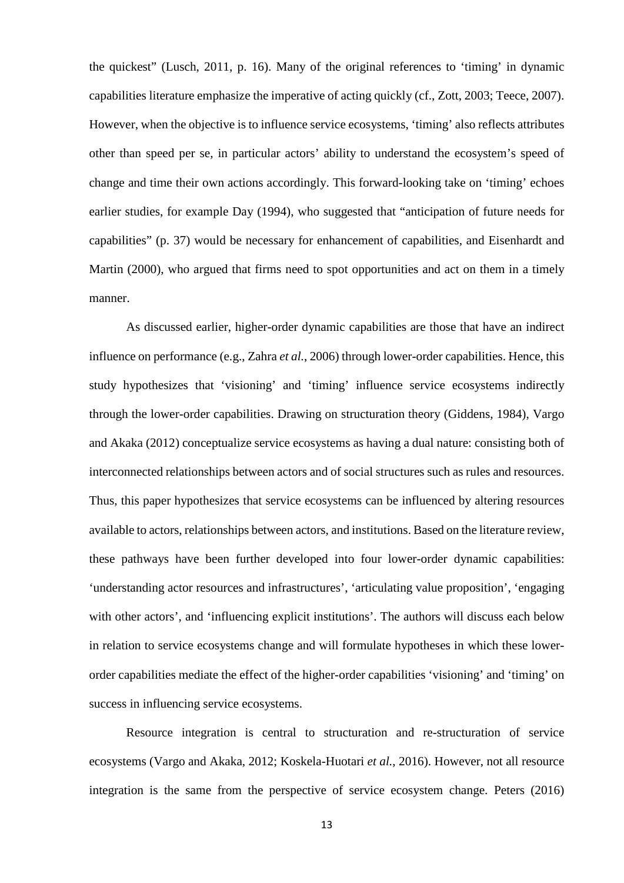the quickest" (Lusch, 2011, p. 16). Many of the original references to 'timing' in dynamic capabilities literature emphasize the imperative of acting quickly (cf., Zott, 2003; Teece, 2007). However, when the objective is to influence service ecosystems, 'timing' also reflects attributes other than speed per se, in particular actors' ability to understand the ecosystem's speed of change and time their own actions accordingly. This forward-looking take on 'timing' echoes earlier studies, for example Day (1994), who suggested that "anticipation of future needs for capabilities" (p. 37) would be necessary for enhancement of capabilities, and Eisenhardt and Martin (2000), who argued that firms need to spot opportunities and act on them in a timely manner.

As discussed earlier, higher-order dynamic capabilities are those that have an indirect influence on performance (e.g., Zahra *et al.*, 2006) through lower-order capabilities. Hence, this study hypothesizes that 'visioning' and 'timing' influence service ecosystems indirectly through the lower-order capabilities. Drawing on structuration theory (Giddens, 1984), Vargo and Akaka (2012) conceptualize service ecosystems as having a dual nature: consisting both of interconnected relationships between actors and of social structures such as rules and resources. Thus, this paper hypothesizes that service ecosystems can be influenced by altering resources available to actors, relationships between actors, and institutions. Based on the literature review, these pathways have been further developed into four lower-order dynamic capabilities: 'understanding actor resources and infrastructures', 'articulating value proposition', 'engaging with other actors', and 'influencing explicit institutions'. The authors will discuss each below in relation to service ecosystems change and will formulate hypotheses in which these lower-order capabilities mediate the effect of the higher-order capabilities 'visioning' and 'timing' on success in influencing service ecosystems.

Resource integration is central to structuration and re-structuration of service ecosystems (Vargo and Akaka, 2012; Koskela-Huotari *et al.*, 2016). However, not all resource integration is the same from the perspective of service ecosystem change. Peters (2016)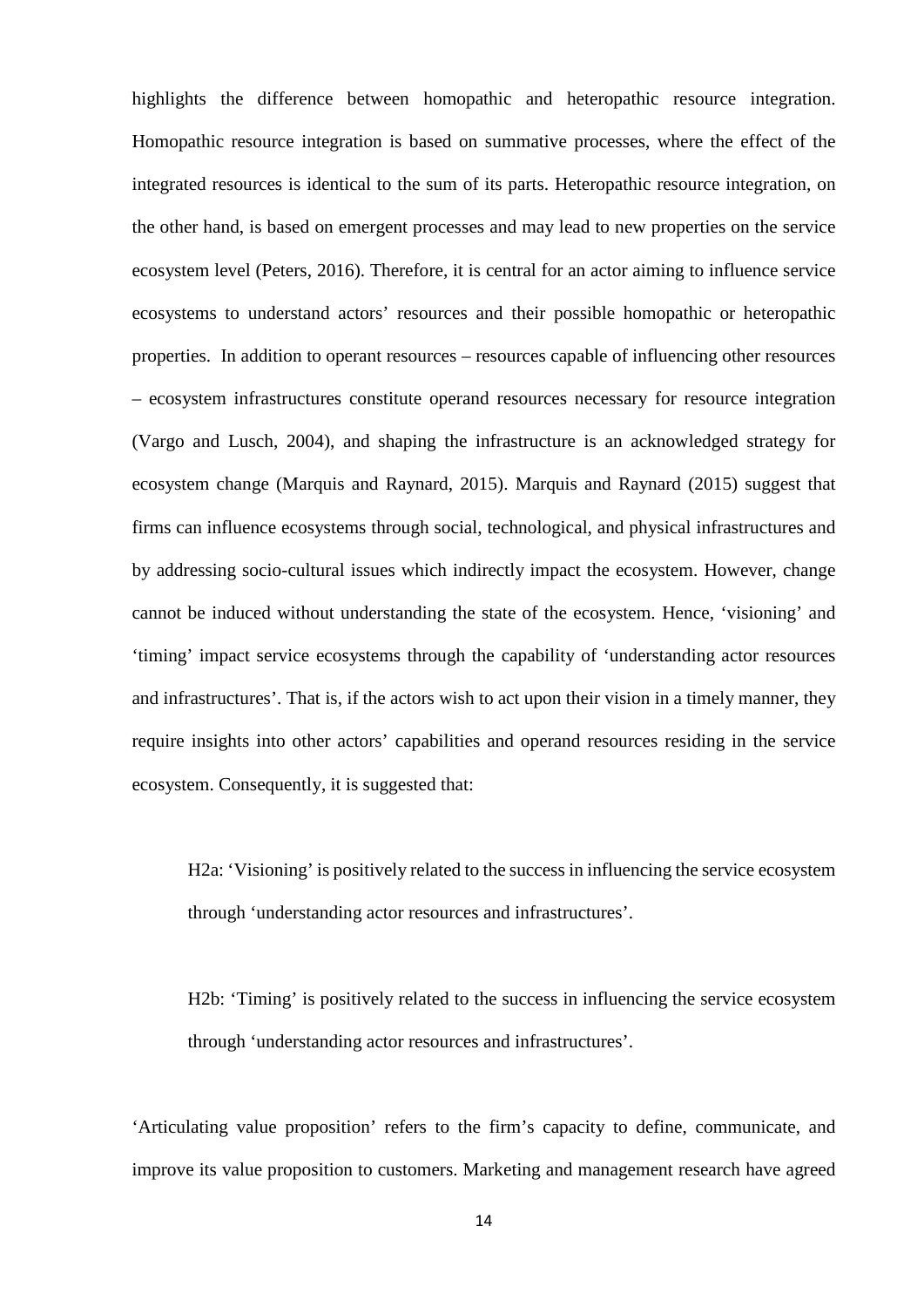highlights the difference between homopathic and heteropathic resource integration. Homopathic resource integration is based on summative processes, where the effect of the integrated resources is identical to the sum of its parts. Heteropathic resource integration, on the other hand, is based on emergent processes and may lead to new properties on the service ecosystem level (Peters, 2016). Therefore, it is central for an actor aiming to influence service ecosystems to understand actors' resources and their possible homopathic or heteropathic properties. In addition to operant resources – resources capable of influencing other resources – ecosystem infrastructures constitute operand resources necessary for resource integration (Vargo and Lusch, 2004), and shaping the infrastructure is an acknowledged strategy for ecosystem change (Marquis and Raynard, 2015). Marquis and Raynard (2015) suggest that firms can influence ecosystems through social, technological, and physical infrastructures and by addressing socio-cultural issues which indirectly impact the ecosystem. However, change cannot be induced without understanding the state of the ecosystem. Hence, 'visioning' and 'timing' impact service ecosystems through the capability of 'understanding actor resources and infrastructures'. That is, if the actors wish to act upon their vision in a timely manner, they require insights into other actors' capabilities and operand resources residing in the service ecosystem. Consequently, it is suggested that:

> H2a: 'Visioning' is positively related to the success in influencing the service ecosystem through 'understanding actor resources and infrastructures'.

> H2b: 'Timing' is positively related to the success in influencing the service ecosystem through 'understanding actor resources and infrastructures'.

'Articulating value proposition' refers to the firm's capacity to define, communicate, and improve its value proposition to customers. Marketing and management research have agreed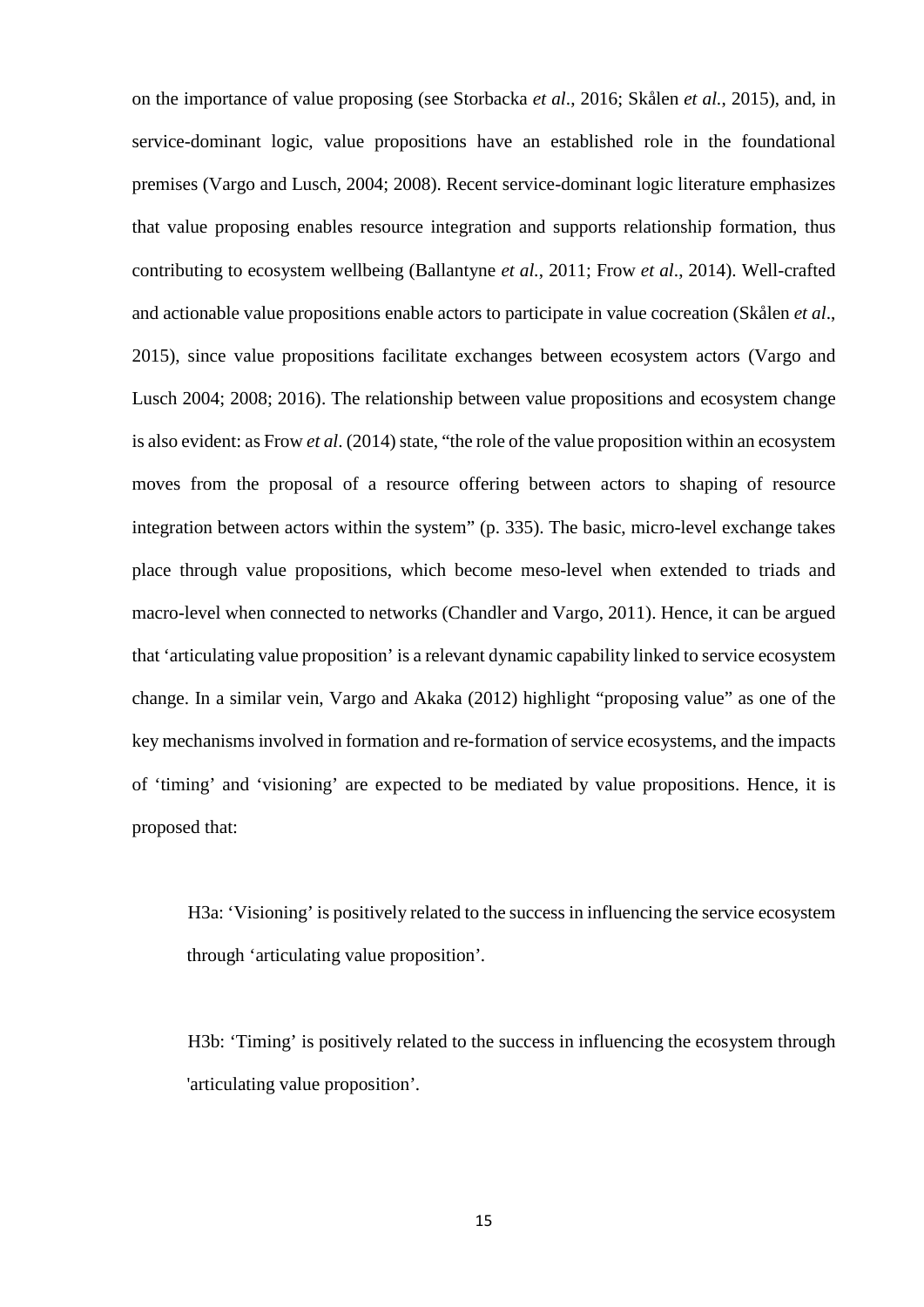on the importance of value proposing (see Storbacka *et al*., 2016; Skålen *et al.*, 2015), and, in service-dominant logic, value propositions have an established role in the foundational premises (Vargo and Lusch, 2004; 2008). Recent service-dominant logic literature emphasizes that value proposing enables resource integration and supports relationship formation, thus contributing to ecosystem wellbeing (Ballantyne *et al.*, 2011; Frow *et al*., 2014). Well-crafted and actionable value propositions enable actors to participate in value cocreation (Skålen *et al*., 2015), since value propositions facilitate exchanges between ecosystem actors (Vargo and Lusch 2004; 2008; 2016). The relationship between value propositions and ecosystem change is also evident: as Frow *et al*. (2014) state, "the role of the value proposition within an ecosystem moves from the proposal of a resource offering between actors to shaping of resource integration between actors within the system" (p. 335). The basic, micro-level exchange takes place through value propositions, which become meso-level when extended to triads and macro-level when connected to networks (Chandler and Vargo, 2011). Hence, it can be argued that 'articulating value proposition' is a relevant dynamic capability linked to service ecosystem change. In a similar vein, Vargo and Akaka (2012) highlight "proposing value" as one of the key mechanisms involved in formation and re-formation of service ecosystems, and the impacts of 'timing' and 'visioning' are expected to be mediated by value propositions. Hence, it is proposed that:

> H3a: 'Visioning' is positively related to the success in influencing the service ecosystem through 'articulating value proposition'.

> H3b: 'Timing' is positively related to the success in influencing the ecosystem through 'articulating value proposition'.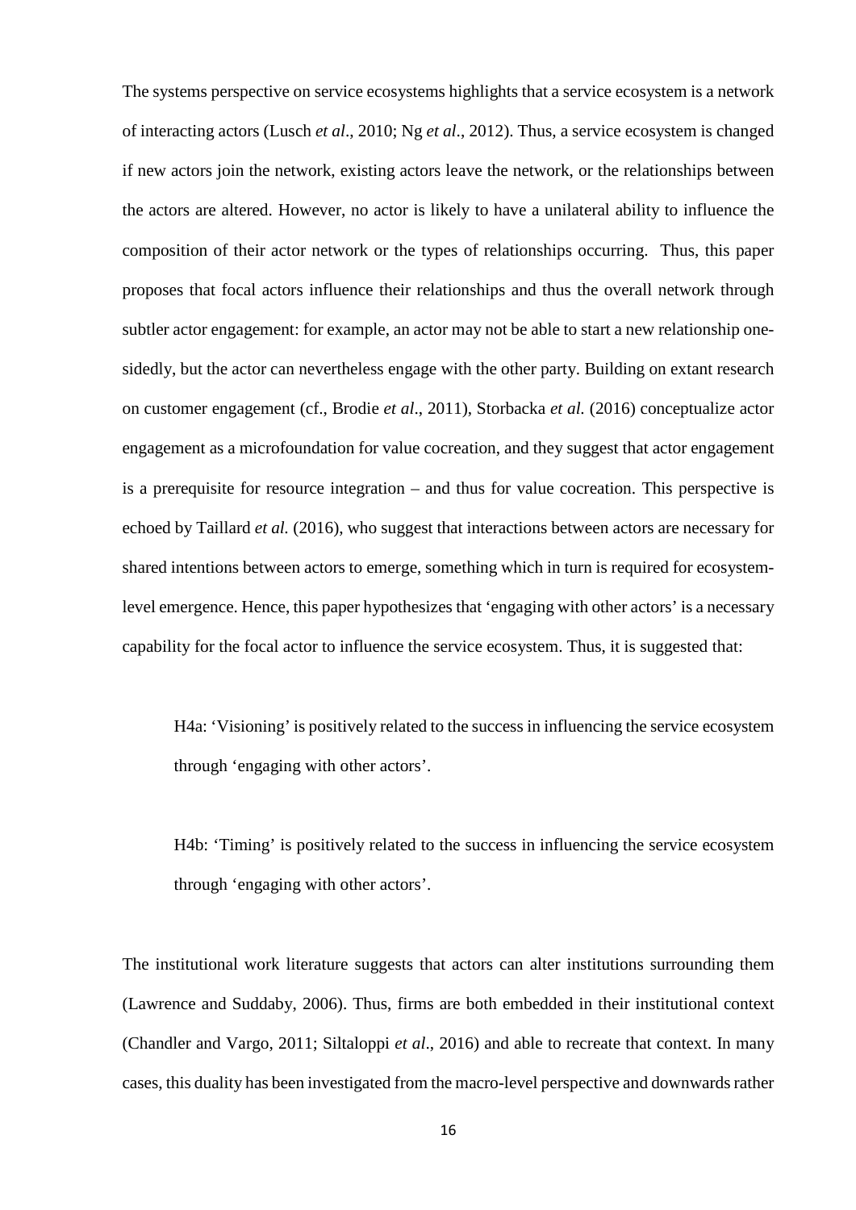The systems perspective on service ecosystems highlights that a service ecosystem is a network of interacting actors (Lusch *et al*., 2010; Ng *et al*., 2012). Thus, a service ecosystem is changed if new actors join the network, existing actors leave the network, or the relationships between the actors are altered. However, no actor is likely to have a unilateral ability to influence the composition of their actor network or the types of relationships occurring. Thus, this paper proposes that focal actors influence their relationships and thus the overall network through subtler actor engagement: for example, an actor may not be able to start a new relationship one-sidedly, but the actor can nevertheless engage with the other party. Building on extant research on customer engagement (cf., Brodie *et al*., 2011), Storbacka *et al.* (2016) conceptualize actor engagement as a microfoundation for value cocreation, and they suggest that actor engagement is a prerequisite for resource integration – and thus for value cocreation. This perspective is echoed by Taillard *et al.* (2016), who suggest that interactions between actors are necessary for shared intentions between actors to emerge, something which in turn is required for ecosystem-level emergence. Hence, this paper hypothesizes that 'engaging with other actors' is a necessary capability for the focal actor to influence the service ecosystem. Thus, it is suggested that:

> H4a: 'Visioning' is positively related to the success in influencing the service ecosystem through 'engaging with other actors'.

> H4b: 'Timing' is positively related to the success in influencing the service ecosystem through 'engaging with other actors'.

The institutional work literature suggests that actors can alter institutions surrounding them (Lawrence and Suddaby, 2006). Thus, firms are both embedded in their institutional context (Chandler and Vargo, 2011; Siltaloppi *et al*., 2016) and able to recreate that context. In many cases, this duality has been investigated from the macro-level perspective and downwards rather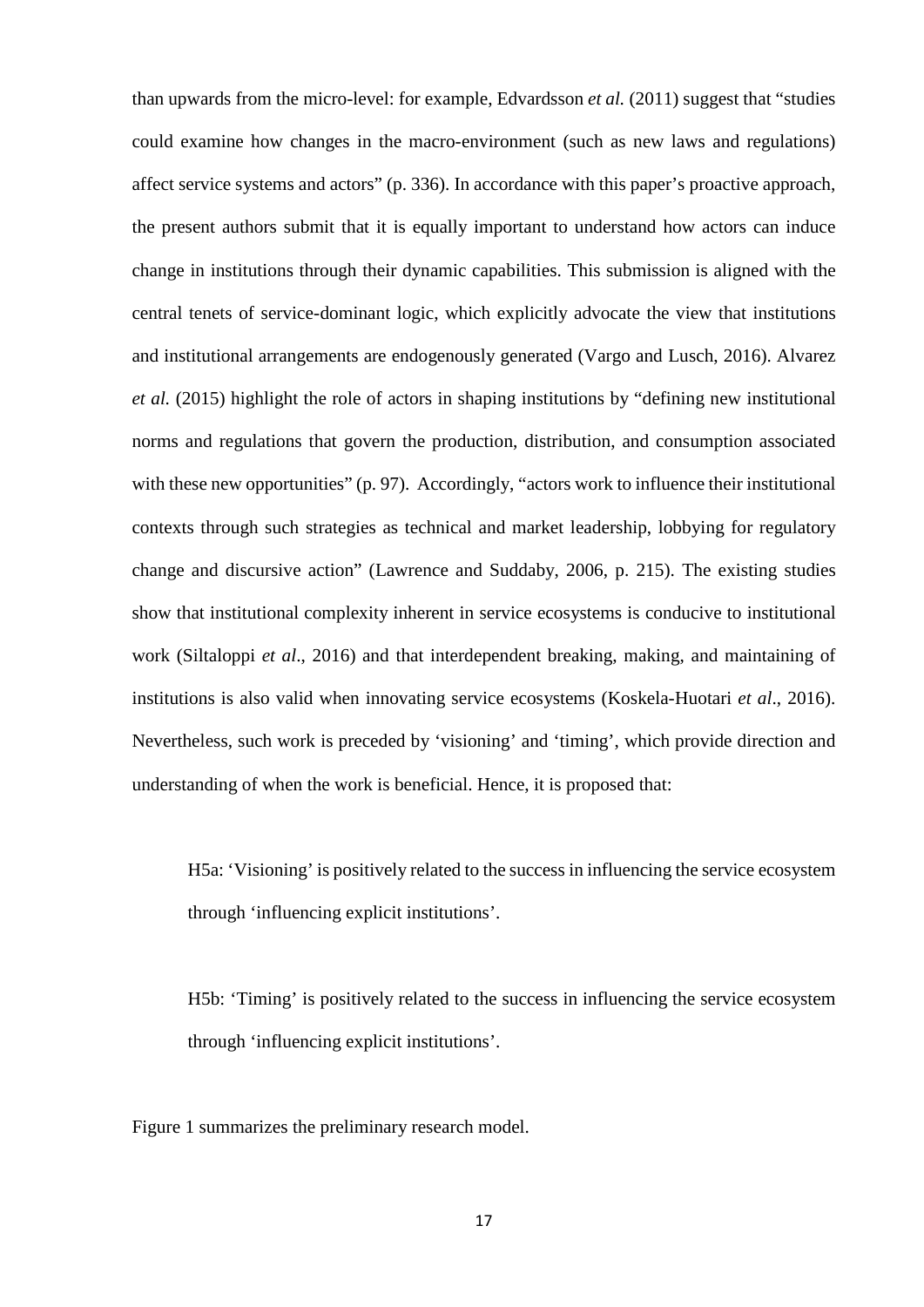than upwards from the micro-level: for example, Edvardsson *et al.* (2011) suggest that "studies could examine how changes in the macro-environment (such as new laws and regulations) affect service systems and actors" (p. 336). In accordance with this paper's proactive approach, the present authors submit that it is equally important to understand how actors can induce change in institutions through their dynamic capabilities. This submission is aligned with the central tenets of service-dominant logic, which explicitly advocate the view that institutions and institutional arrangements are endogenously generated (Vargo and Lusch, 2016). Alvarez *et al.* (2015) highlight the role of actors in shaping institutions by "defining new institutional norms and regulations that govern the production, distribution, and consumption associated with these new opportunities" (p. 97). Accordingly, "actors work to influence their institutional contexts through such strategies as technical and market leadership, lobbying for regulatory change and discursive action" (Lawrence and Suddaby, 2006, p. 215). The existing studies show that institutional complexity inherent in service ecosystems is conducive to institutional work (Siltaloppi *et al*., 2016) and that interdependent breaking, making, and maintaining of institutions is also valid when innovating service ecosystems (Koskela-Huotari *et al*., 2016). Nevertheless, such work is preceded by 'visioning' and 'timing', which provide direction and understanding of when the work is beneficial. Hence, it is proposed that:

> H5a: 'Visioning' is positively related to the success in influencing the service ecosystem through 'influencing explicit institutions'.

> H5b: 'Timing' is positively related to the success in influencing the service ecosystem through 'influencing explicit institutions'.

Figure 1 summarizes the preliminary research model.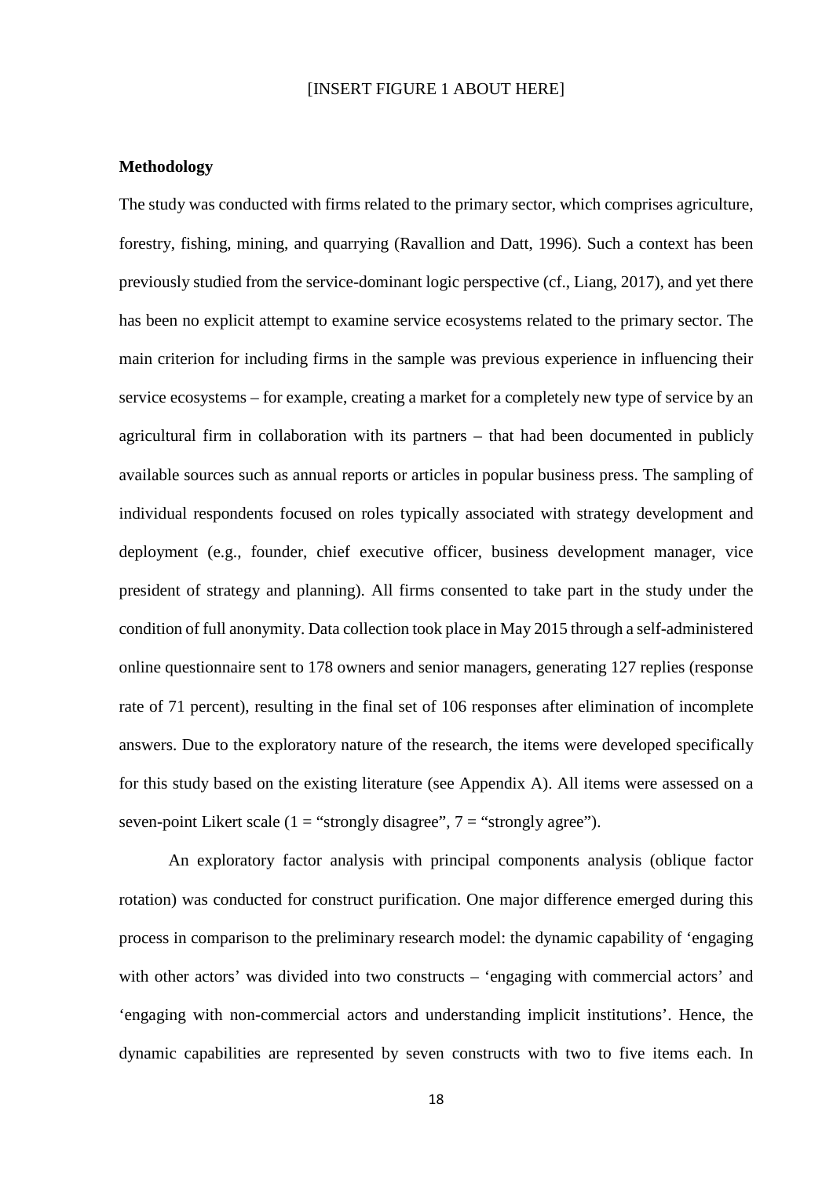[INSERT FIGURE 1 ABOUT HERE]

**Methodology**

The study was conducted with firms related to the primary sector, which comprises agriculture, forestry, fishing, mining, and quarrying (Ravallion and Datt, 1996). Such a context has been previously studied from the service-dominant logic perspective (cf., Liang, 2017), and yet there has been no explicit attempt to examine service ecosystems related to the primary sector. The main criterion for including firms in the sample was previous experience in influencing their service ecosystems – for example, creating a market for a completely new type of service by an agricultural firm in collaboration with its partners – that had been documented in publicly available sources such as annual reports or articles in popular business press. The sampling of individual respondents focused on roles typically associated with strategy development and deployment (e.g., founder, chief executive officer, business development manager, vice president of strategy and planning). All firms consented to take part in the study under the condition of full anonymity. Data collection took place in May 2015 through a self-administered online questionnaire sent to 178 owners and senior managers, generating 127 replies (response rate of 71 percent), resulting in the final set of 106 responses after elimination of incomplete answers. Due to the exploratory nature of the research, the items were developed specifically for this study based on the existing literature (see Appendix A). All items were assessed on a seven-point Likert scale (1 = "strongly disagree", 7 = "strongly agree").

An exploratory factor analysis with principal components analysis (oblique factor rotation) was conducted for construct purification. One major difference emerged during this process in comparison to the preliminary research model: the dynamic capability of 'engaging with other actors' was divided into two constructs – 'engaging with commercial actors' and 'engaging with non-commercial actors and understanding implicit institutions'. Hence, the dynamic capabilities are represented by seven constructs with two to five items each. In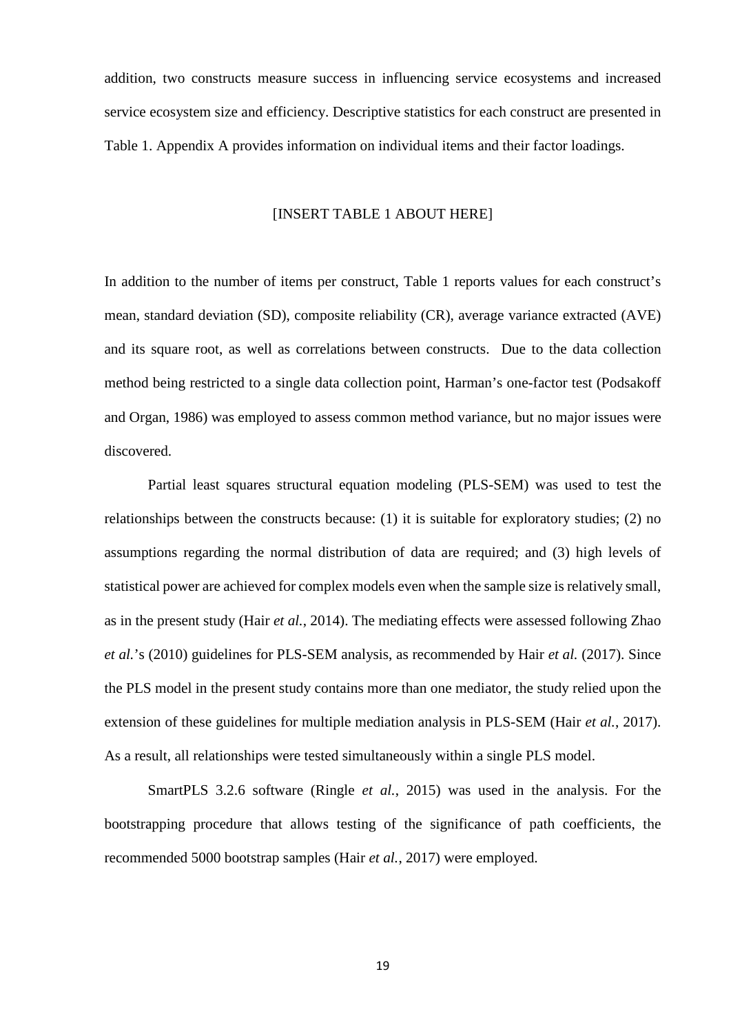addition, two constructs measure success in influencing service ecosystems and increased service ecosystem size and efficiency. Descriptive statistics for each construct are presented in Table 1. Appendix A provides information on individual items and their factor loadings.

[INSERT TABLE 1 ABOUT HERE]

In addition to the number of items per construct, Table 1 reports values for each construct's mean, standard deviation (SD), composite reliability (CR), average variance extracted (AVE) and its square root, as well as correlations between constructs. Due to the data collection method being restricted to a single data collection point, Harman's one-factor test (Podsakoff and Organ, 1986) was employed to assess common method variance, but no major issues were discovered.

Partial least squares structural equation modeling (PLS-SEM) was used to test the relationships between the constructs because: (1) it is suitable for exploratory studies; (2) no assumptions regarding the normal distribution of data are required; and (3) high levels of statistical power are achieved for complex models even when the sample size is relatively small, as in the present study (Hair *et al.*, 2014). The mediating effects were assessed following Zhao *et al.*'s (2010) guidelines for PLS-SEM analysis, as recommended by Hair *et al.* (2017). Since the PLS model in the present study contains more than one mediator, the study relied upon the extension of these guidelines for multiple mediation analysis in PLS-SEM (Hair *et al.*, 2017). As a result, all relationships were tested simultaneously within a single PLS model.

SmartPLS 3.2.6 software (Ringle *et al.*, 2015) was used in the analysis. For the bootstrapping procedure that allows testing of the significance of path coefficients, the recommended 5000 bootstrap samples (Hair *et al.*, 2017) were employed.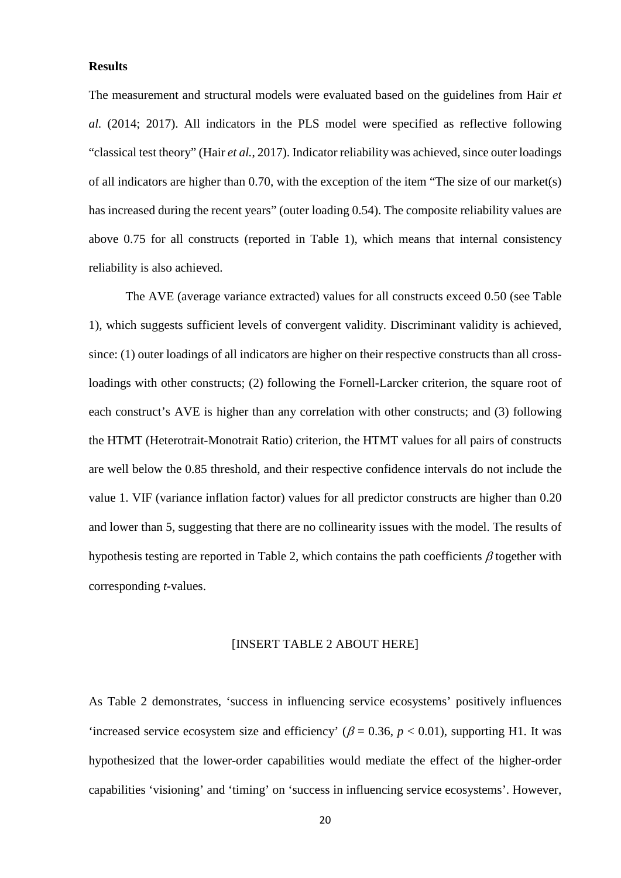## Results

The measurement and structural models were evaluated based on the guidelines from Hair *et al.* (2014; 2017). All indicators in the PLS model were specified as reflective following "classical test theory" (Hair *et al.*, 2017). Indicator reliability was achieved, since outer loadings of all indicators are higher than 0.70, with the exception of the item "The size of our market(s) has increased during the recent years" (outer loading 0.54). The composite reliability values are above 0.75 for all constructs (reported in Table 1), which means that internal consistency reliability is also achieved.

The AVE (average variance extracted) values for all constructs exceed 0.50 (see Table 1), which suggests sufficient levels of convergent validity. Discriminant validity is achieved, since: (1) outer loadings of all indicators are higher on their respective constructs than all cross-loadings with other constructs; (2) following the Fornell-Larcker criterion, the square root of each construct's AVE is higher than any correlation with other constructs; and (3) following the HTMT (Heterotrait-Monotrait Ratio) criterion, the HTMT values for all pairs of constructs are well below the 0.85 threshold, and their respective confidence intervals do not include the value 1. VIF (variance inflation factor) values for all predictor constructs are higher than 0.20 and lower than 5, suggesting that there are no collinearity issues with the model. The results of hypothesis testing are reported in Table 2, which contains the path coefficients $\beta$ together with corresponding *t*-values.

[INSERT TABLE 2 ABOUT HERE]

As Table 2 demonstrates, 'success in influencing service ecosystems' positively influences 'increased service ecosystem size and efficiency' ($\beta = 0.36$, $p < 0.01$), supporting H1. It was hypothesized that the lower-order capabilities would mediate the effect of the higher-order capabilities 'visioning' and 'timing' on 'success in influencing service ecosystems'. However,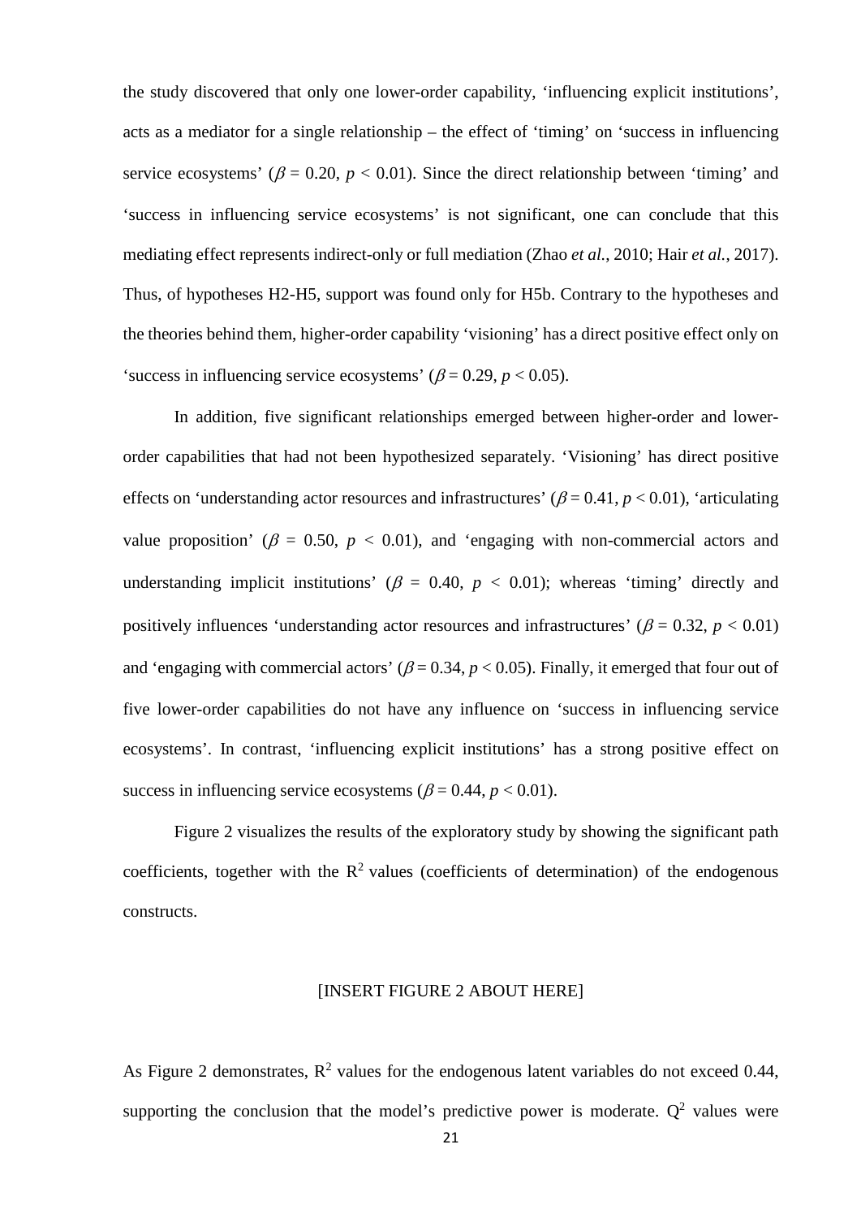the study discovered that only one lower-order capability, 'influencing explicit institutions', acts as a mediator for a single relationship – the effect of 'timing' on 'success in influencing service ecosystems' ($\beta = 0.20$, $p < 0.01$). Since the direct relationship between 'timing' and 'success in influencing service ecosystems' is not significant, one can conclude that this mediating effect represents indirect-only or full mediation (Zhao *et al.*, 2010; Hair *et al.*, 2017). Thus, of hypotheses H2-H5, support was found only for H5b. Contrary to the hypotheses and the theories behind them, higher-order capability 'visioning' has a direct positive effect only on 'success in influencing service ecosystems' ($\beta = 0.29$, $p < 0.05$).

In addition, five significant relationships emerged between higher-order and lower-order capabilities that had not been hypothesized separately. 'Visioning' has direct positive effects on 'understanding actor resources and infrastructures' ($\beta = 0.41$, $p < 0.01$), 'articulating value proposition' ($\beta = 0.50$, $p < 0.01$), and 'engaging with non-commercial actors and understanding implicit institutions' ($\beta = 0.40$, $p < 0.01$); whereas 'timing' directly and positively influences 'understanding actor resources and infrastructures' ($\beta = 0.32$, $p < 0.01$) and 'engaging with commercial actors' ($\beta = 0.34$, $p < 0.05$). Finally, it emerged that four out of five lower-order capabilities do not have any influence on 'success in influencing service ecosystems'. In contrast, 'influencing explicit institutions' has a strong positive effect on success in influencing service ecosystems ($\beta = 0.44$, $p < 0.01$).

Figure 2 visualizes the results of the exploratory study by showing the significant path coefficients, together with the $R^2$ values (coefficients of determination) of the endogenous constructs.

[INSERT FIGURE 2 ABOUT HERE]

As Figure 2 demonstrates, $R^2$ values for the endogenous latent variables do not exceed 0.44, supporting the conclusion that the model's predictive power is moderate. $Q^2$ values were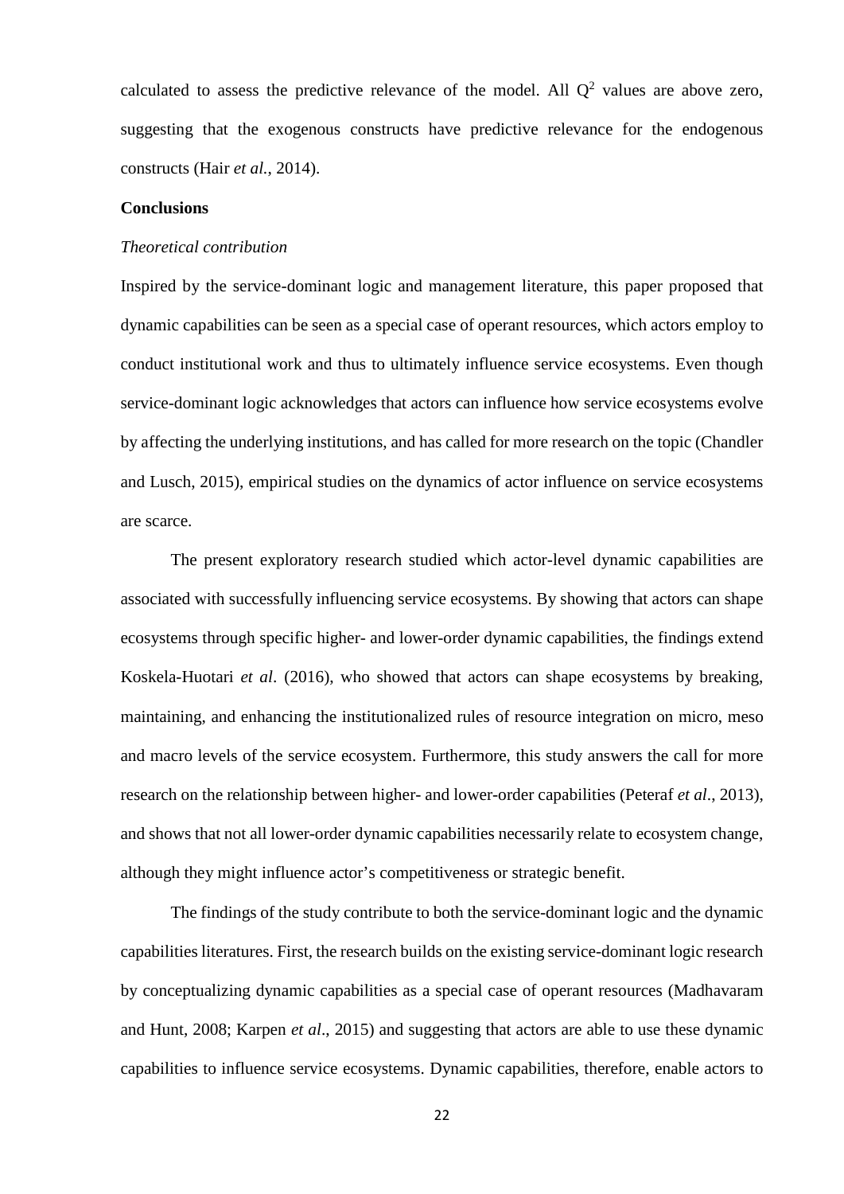calculated to assess the predictive relevance of the model. All $Q^2$ values are above zero, suggesting that the exogenous constructs have predictive relevance for the endogenous constructs (Hair *et al.*, 2014).

**Conclusions**

*Theoretical contribution*

Inspired by the service-dominant logic and management literature, this paper proposed that dynamic capabilities can be seen as a special case of operant resources, which actors employ to conduct institutional work and thus to ultimately influence service ecosystems. Even though service-dominant logic acknowledges that actors can influence how service ecosystems evolve by affecting the underlying institutions, and has called for more research on the topic (Chandler and Lusch, 2015), empirical studies on the dynamics of actor influence on service ecosystems are scarce.

The present exploratory research studied which actor-level dynamic capabilities are associated with successfully influencing service ecosystems. By showing that actors can shape ecosystems through specific higher- and lower-order dynamic capabilities, the findings extend Koskela-Huotari *et al*. (2016), who showed that actors can shape ecosystems by breaking, maintaining, and enhancing the institutionalized rules of resource integration on micro, meso and macro levels of the service ecosystem. Furthermore, this study answers the call for more research on the relationship between higher- and lower-order capabilities (Peteraf *et al*., 2013), and shows that not all lower-order dynamic capabilities necessarily relate to ecosystem change, although they might influence actor's competitiveness or strategic benefit.

The findings of the study contribute to both the service-dominant logic and the dynamic capabilities literatures. First, the research builds on the existing service-dominant logic research by conceptualizing dynamic capabilities as a special case of operant resources (Madhavaram and Hunt, 2008; Karpen *et al*., 2015) and suggesting that actors are able to use these dynamic capabilities to influence service ecosystems. Dynamic capabilities, therefore, enable actors to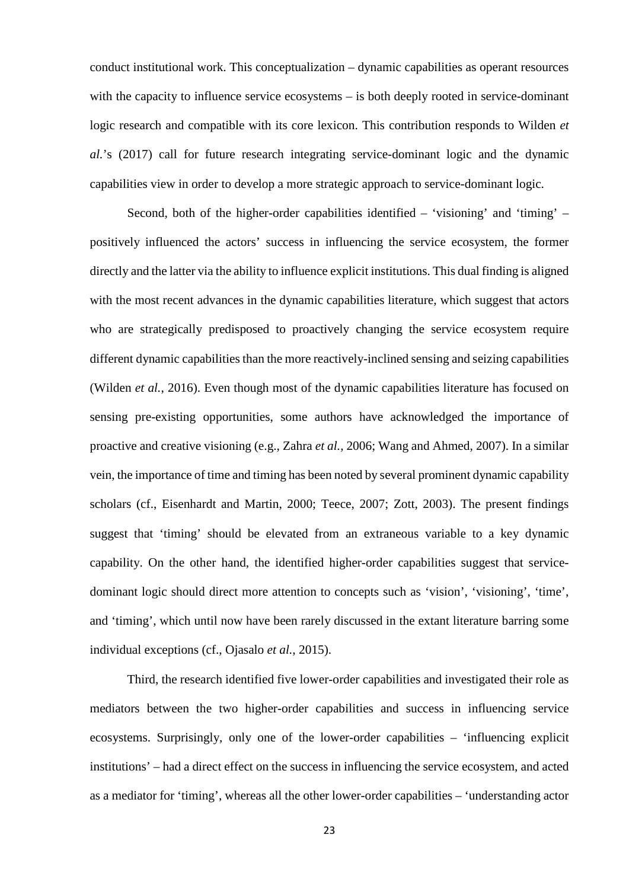conduct institutional work. This conceptualization – dynamic capabilities as operant resources with the capacity to influence service ecosystems – is both deeply rooted in service-dominant logic research and compatible with its core lexicon. This contribution responds to Wilden *et al.*'s (2017) call for future research integrating service-dominant logic and the dynamic capabilities view in order to develop a more strategic approach to service-dominant logic.

Second, both of the higher-order capabilities identified – 'visioning' and 'timing' – positively influenced the actors' success in influencing the service ecosystem, the former directly and the latter via the ability to influence explicit institutions. This dual finding is aligned with the most recent advances in the dynamic capabilities literature, which suggest that actors who are strategically predisposed to proactively changing the service ecosystem require different dynamic capabilities than the more reactively-inclined sensing and seizing capabilities (Wilden *et al.*, 2016). Even though most of the dynamic capabilities literature has focused on sensing pre-existing opportunities, some authors have acknowledged the importance of proactive and creative visioning (e.g., Zahra *et al.*, 2006; Wang and Ahmed, 2007). In a similar vein, the importance of time and timing has been noted by several prominent dynamic capability scholars (cf., Eisenhardt and Martin, 2000; Teece, 2007; Zott, 2003). The present findings suggest that 'timing' should be elevated from an extraneous variable to a key dynamic capability. On the other hand, the identified higher-order capabilities suggest that service-dominant logic should direct more attention to concepts such as 'vision', 'visioning', 'time', and 'timing', which until now have been rarely discussed in the extant literature barring some individual exceptions (cf., Ojasalo *et al.*, 2015).

Third, the research identified five lower-order capabilities and investigated their role as mediators between the two higher-order capabilities and success in influencing service ecosystems. Surprisingly, only one of the lower-order capabilities – 'influencing explicit institutions' – had a direct effect on the success in influencing the service ecosystem, and acted as a mediator for 'timing', whereas all the other lower-order capabilities – 'understanding actor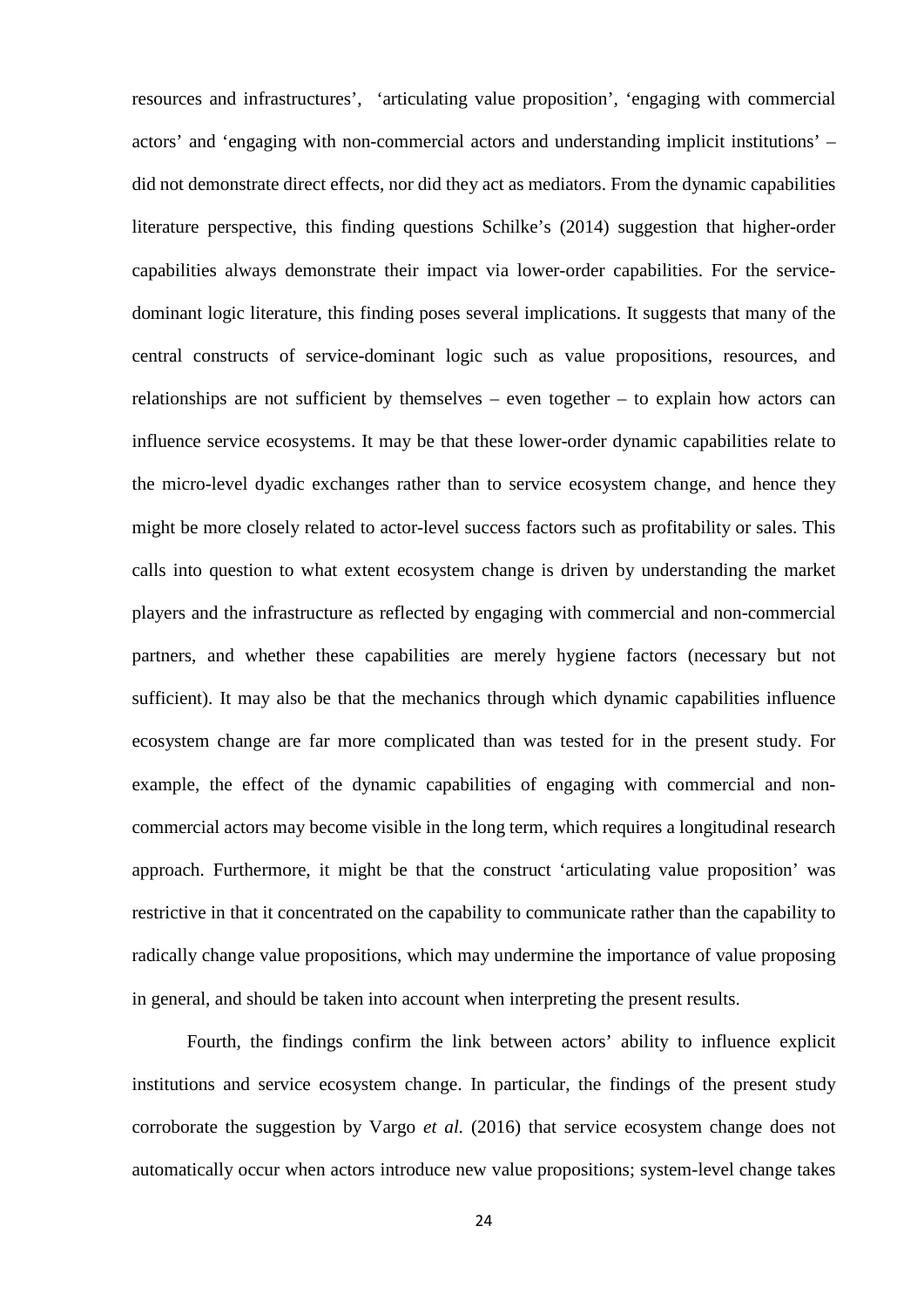resources and infrastructures', 'articulating value proposition', 'engaging with commercial actors' and 'engaging with non-commercial actors and understanding implicit institutions' – did not demonstrate direct effects, nor did they act as mediators. From the dynamic capabilities literature perspective, this finding questions Schilke's (2014) suggestion that higher-order capabilities always demonstrate their impact via lower-order capabilities. For the service-dominant logic literature, this finding poses several implications. It suggests that many of the central constructs of service-dominant logic such as value propositions, resources, and relationships are not sufficient by themselves – even together – to explain how actors can influence service ecosystems. It may be that these lower-order dynamic capabilities relate to the micro-level dyadic exchanges rather than to service ecosystem change, and hence they might be more closely related to actor-level success factors such as profitability or sales. This calls into question to what extent ecosystem change is driven by understanding the market players and the infrastructure as reflected by engaging with commercial and non-commercial partners, and whether these capabilities are merely hygiene factors (necessary but not sufficient). It may also be that the mechanics through which dynamic capabilities influence ecosystem change are far more complicated than was tested for in the present study. For example, the effect of the dynamic capabilities of engaging with commercial and non-commercial actors may become visible in the long term, which requires a longitudinal research approach. Furthermore, it might be that the construct 'articulating value proposition' was restrictive in that it concentrated on the capability to communicate rather than the capability to radically change value propositions, which may undermine the importance of value proposing in general, and should be taken into account when interpreting the present results.

Fourth, the findings confirm the link between actors' ability to influence explicit institutions and service ecosystem change. In particular, the findings of the present study corroborate the suggestion by Vargo *et al.* (2016) that service ecosystem change does not automatically occur when actors introduce new value propositions; system-level change takes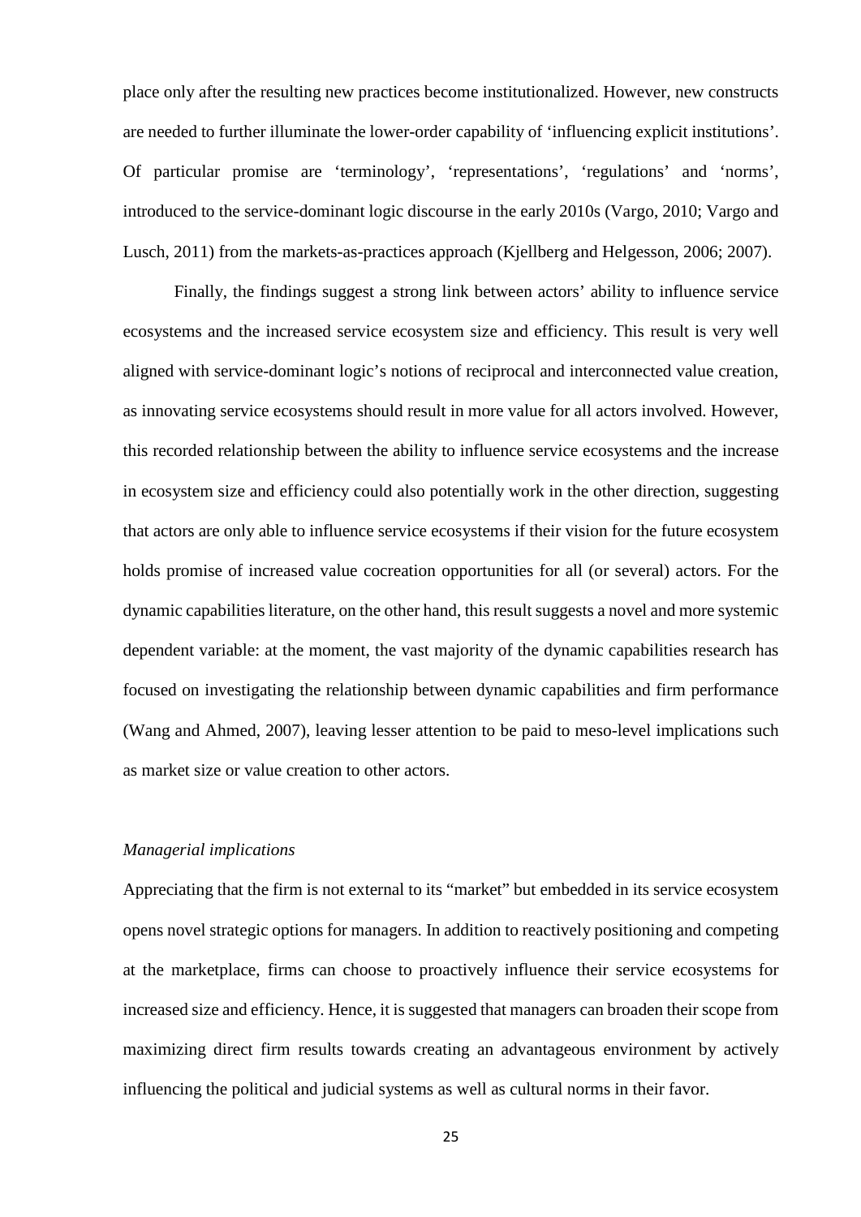place only after the resulting new practices become institutionalized. However, new constructs are needed to further illuminate the lower-order capability of 'influencing explicit institutions'. Of particular promise are 'terminology', 'representations', 'regulations' and 'norms', introduced to the service-dominant logic discourse in the early 2010s (Vargo, 2010; Vargo and Lusch, 2011) from the markets-as-practices approach (Kjellberg and Helgesson, 2006; 2007).

Finally, the findings suggest a strong link between actors' ability to influence service ecosystems and the increased service ecosystem size and efficiency. This result is very well aligned with service-dominant logic's notions of reciprocal and interconnected value creation, as innovating service ecosystems should result in more value for all actors involved. However, this recorded relationship between the ability to influence service ecosystems and the increase in ecosystem size and efficiency could also potentially work in the other direction, suggesting that actors are only able to influence service ecosystems if their vision for the future ecosystem holds promise of increased value cocreation opportunities for all (or several) actors. For the dynamic capabilities literature, on the other hand, this result suggests a novel and more systemic dependent variable: at the moment, the vast majority of the dynamic capabilities research has focused on investigating the relationship between dynamic capabilities and firm performance (Wang and Ahmed, 2007), leaving lesser attention to be paid to meso-level implications such as market size or value creation to other actors.

*Managerial implications*

Appreciating that the firm is not external to its "market" but embedded in its service ecosystem opens novel strategic options for managers. In addition to reactively positioning and competing at the marketplace, firms can choose to proactively influence their service ecosystems for increased size and efficiency. Hence, it is suggested that managers can broaden their scope from maximizing direct firm results towards creating an advantageous environment by actively influencing the political and judicial systems as well as cultural norms in their favor.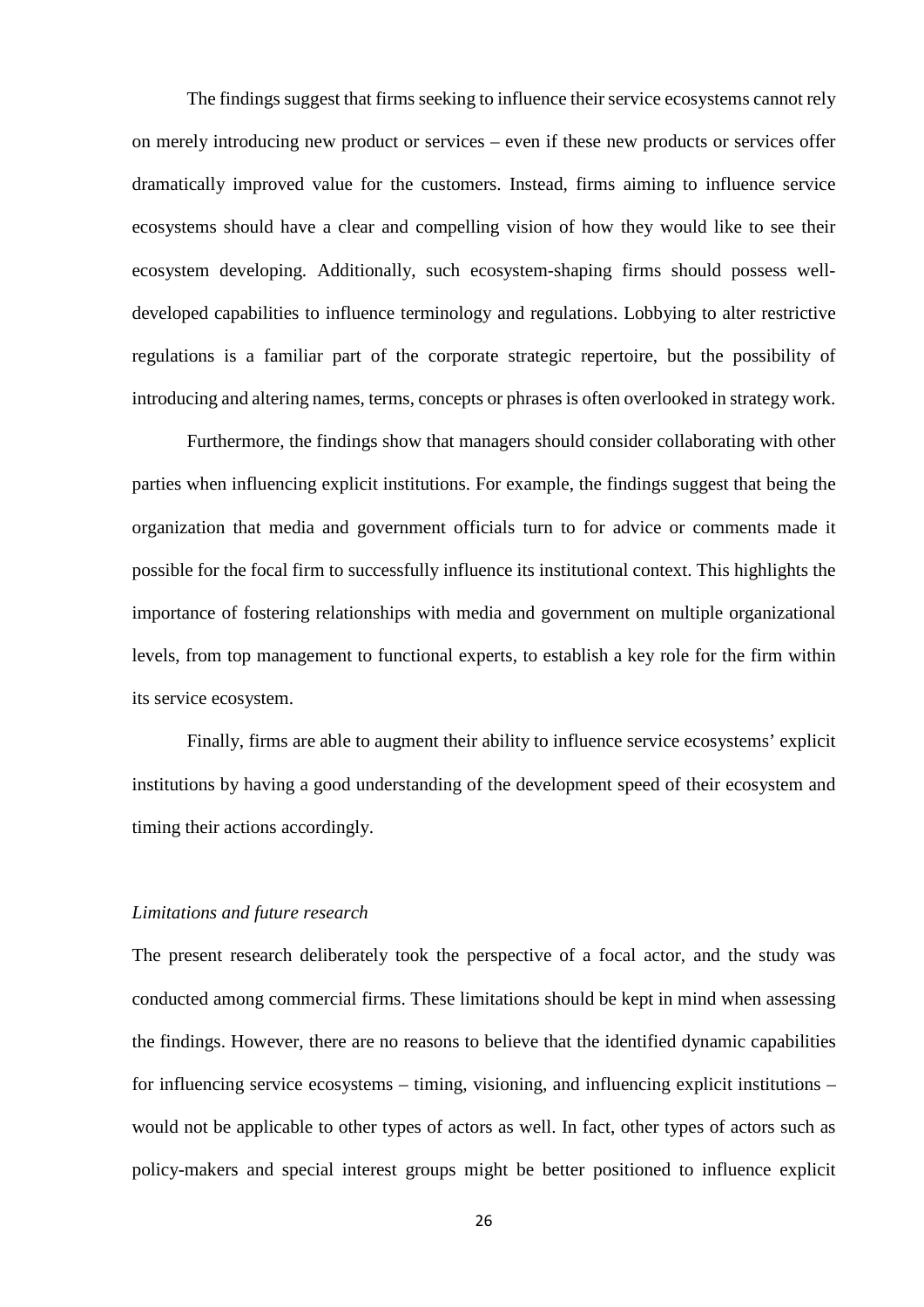The findings suggest that firms seeking to influence their service ecosystems cannot rely on merely introducing new product or services – even if these new products or services offer dramatically improved value for the customers. Instead, firms aiming to influence service ecosystems should have a clear and compelling vision of how they would like to see their ecosystem developing. Additionally, such ecosystem-shaping firms should possess well-developed capabilities to influence terminology and regulations. Lobbying to alter restrictive regulations is a familiar part of the corporate strategic repertoire, but the possibility of introducing and altering names, terms, concepts or phrases is often overlooked in strategy work.

Furthermore, the findings show that managers should consider collaborating with other parties when influencing explicit institutions. For example, the findings suggest that being the organization that media and government officials turn to for advice or comments made it possible for the focal firm to successfully influence its institutional context. This highlights the importance of fostering relationships with media and government on multiple organizational levels, from top management to functional experts, to establish a key role for the firm within its service ecosystem.

Finally, firms are able to augment their ability to influence service ecosystems' explicit institutions by having a good understanding of the development speed of their ecosystem and timing their actions accordingly.

*Limitations and future research*

The present research deliberately took the perspective of a focal actor, and the study was conducted among commercial firms. These limitations should be kept in mind when assessing the findings. However, there are no reasons to believe that the identified dynamic capabilities for influencing service ecosystems – timing, visioning, and influencing explicit institutions – would not be applicable to other types of actors as well. In fact, other types of actors such as policy-makers and special interest groups might be better positioned to influence explicit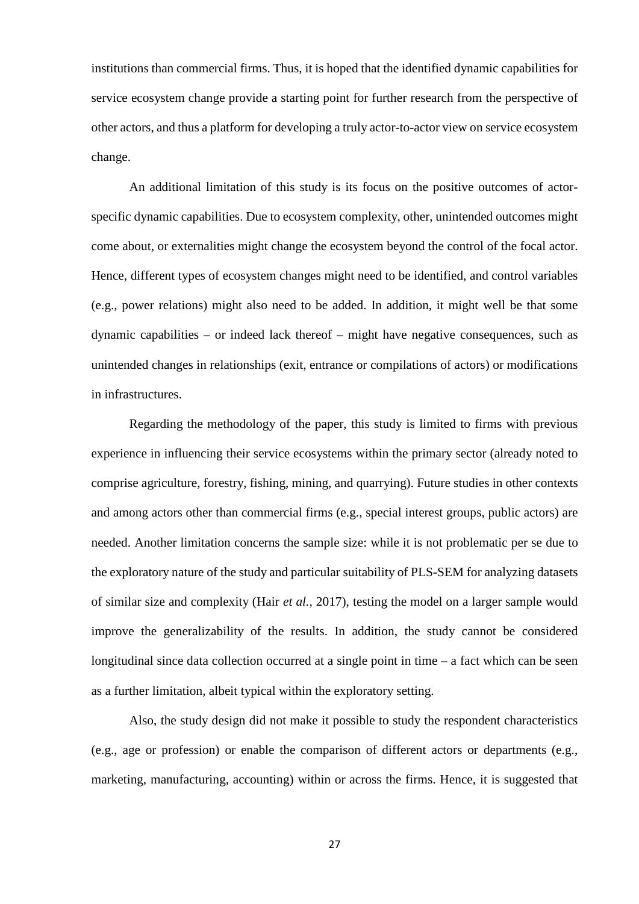institutions than commercial firms. Thus, it is hoped that the identified dynamic capabilities for service ecosystem change provide a starting point for further research from the perspective of other actors, and thus a platform for developing a truly actor-to-actor view on service ecosystem change.

An additional limitation of this study is its focus on the positive outcomes of actor-specific dynamic capabilities. Due to ecosystem complexity, other, unintended outcomes might come about, or externalities might change the ecosystem beyond the control of the focal actor. Hence, different types of ecosystem changes might need to be identified, and control variables (e.g., power relations) might also need to be added. In addition, it might well be that some dynamic capabilities – or indeed lack thereof – might have negative consequences, such as unintended changes in relationships (exit, entrance or compilations of actors) or modifications in infrastructures.

Regarding the methodology of the paper, this study is limited to firms with previous experience in influencing their service ecosystems within the primary sector (already noted to comprise agriculture, forestry, fishing, mining, and quarrying). Future studies in other contexts and among actors other than commercial firms (e.g., special interest groups, public actors) are needed. Another limitation concerns the sample size: while it is not problematic per se due to the exploratory nature of the study and particular suitability of PLS-SEM for analyzing datasets of similar size and complexity (Hair *et al.*, 2017), testing the model on a larger sample would improve the generalizability of the results. In addition, the study cannot be considered longitudinal since data collection occurred at a single point in time – a fact which can be seen as a further limitation, albeit typical within the exploratory setting.

Also, the study design did not make it possible to study the respondent characteristics (e.g., age or profession) or enable the comparison of different actors or departments (e.g., marketing, manufacturing, accounting) within or across the firms. Hence, it is suggested that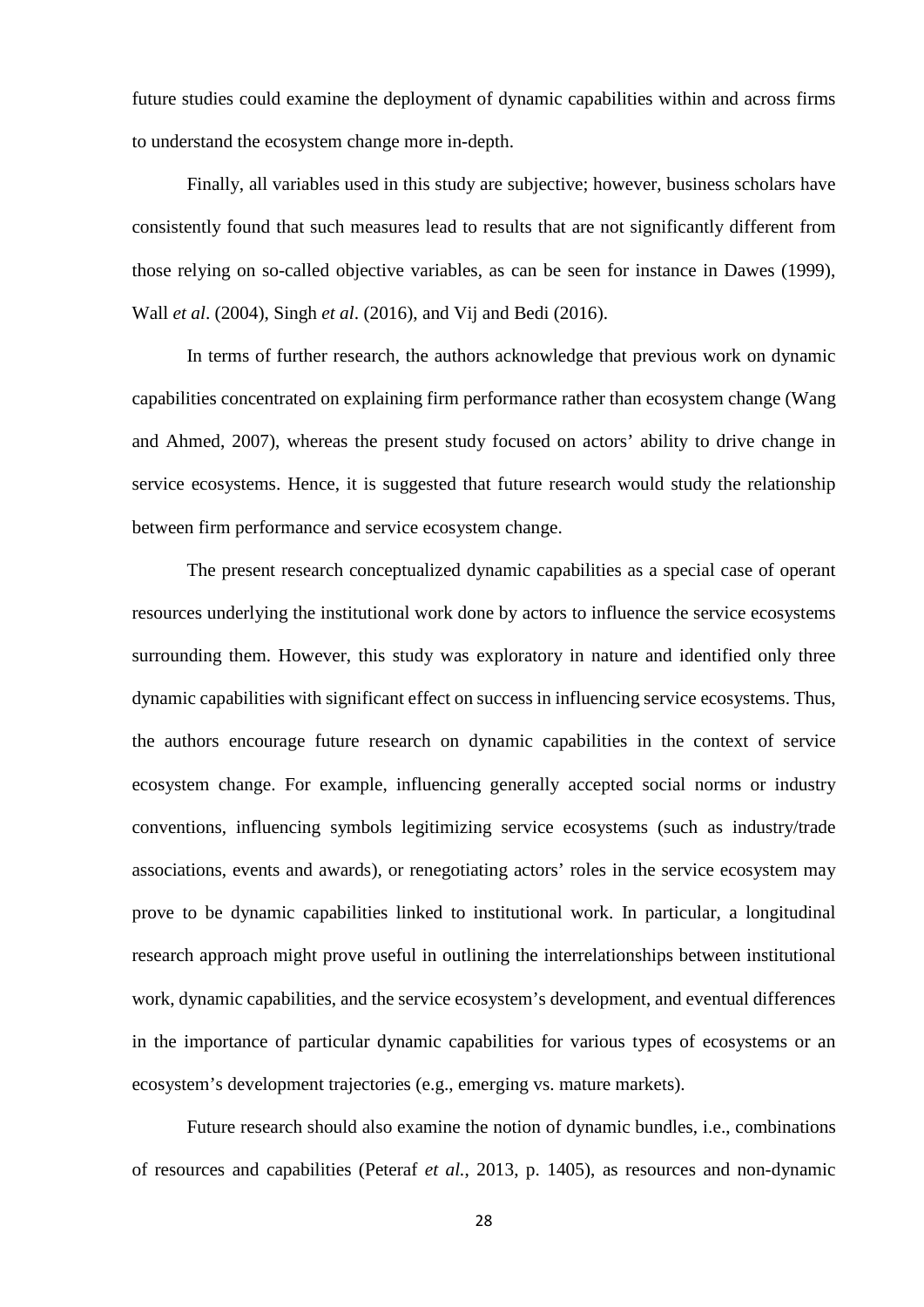future studies could examine the deployment of dynamic capabilities within and across firms to understand the ecosystem change more in-depth.

Finally, all variables used in this study are subjective; however, business scholars have consistently found that such measures lead to results that are not significantly different from those relying on so-called objective variables, as can be seen for instance in Dawes (1999), Wall *et al*. (2004), Singh *et al*. (2016), and Vij and Bedi (2016).

In terms of further research, the authors acknowledge that previous work on dynamic capabilities concentrated on explaining firm performance rather than ecosystem change (Wang and Ahmed, 2007), whereas the present study focused on actors' ability to drive change in service ecosystems. Hence, it is suggested that future research would study the relationship between firm performance and service ecosystem change.

The present research conceptualized dynamic capabilities as a special case of operant resources underlying the institutional work done by actors to influence the service ecosystems surrounding them. However, this study was exploratory in nature and identified only three dynamic capabilities with significant effect on success in influencing service ecosystems. Thus, the authors encourage future research on dynamic capabilities in the context of service ecosystem change. For example, influencing generally accepted social norms or industry conventions, influencing symbols legitimizing service ecosystems (such as industry/trade associations, events and awards), or renegotiating actors' roles in the service ecosystem may prove to be dynamic capabilities linked to institutional work. In particular, a longitudinal research approach might prove useful in outlining the interrelationships between institutional work, dynamic capabilities, and the service ecosystem's development, and eventual differences in the importance of particular dynamic capabilities for various types of ecosystems or an ecosystem's development trajectories (e.g., emerging vs. mature markets).

Future research should also examine the notion of dynamic bundles, i.e., combinations of resources and capabilities (Peteraf *et al.*, 2013, p. 1405), as resources and non-dynamic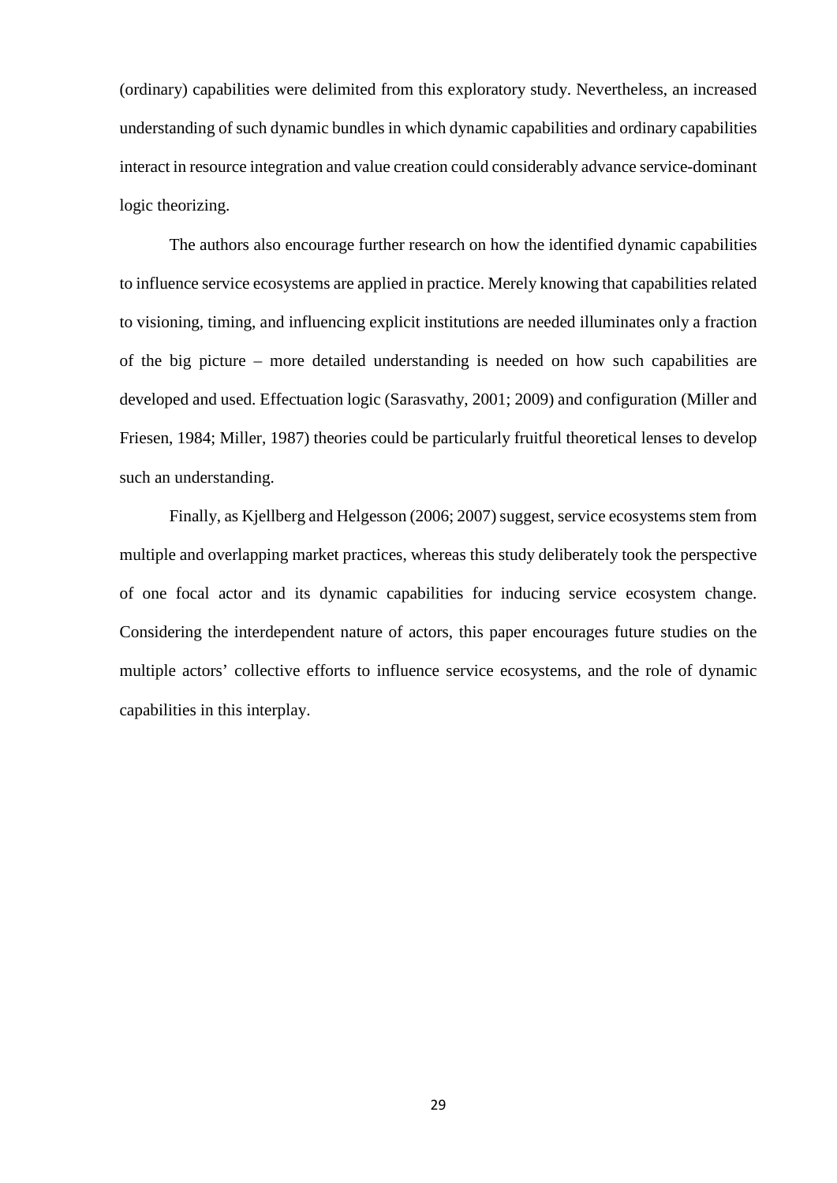(ordinary) capabilities were delimited from this exploratory study. Nevertheless, an increased understanding of such dynamic bundles in which dynamic capabilities and ordinary capabilities interact in resource integration and value creation could considerably advance service-dominant logic theorizing.

The authors also encourage further research on how the identified dynamic capabilities to influence service ecosystems are applied in practice. Merely knowing that capabilities related to visioning, timing, and influencing explicit institutions are needed illuminates only a fraction of the big picture – more detailed understanding is needed on how such capabilities are developed and used. Effectuation logic (Sarasvathy, 2001; 2009) and configuration (Miller and Friesen, 1984; Miller, 1987) theories could be particularly fruitful theoretical lenses to develop such an understanding.

Finally, as Kjellberg and Helgesson (2006; 2007) suggest, service ecosystems stem from multiple and overlapping market practices, whereas this study deliberately took the perspective of one focal actor and its dynamic capabilities for inducing service ecosystem change. Considering the interdependent nature of actors, this paper encourages future studies on the multiple actors' collective efforts to influence service ecosystems, and the role of dynamic capabilities in this interplay.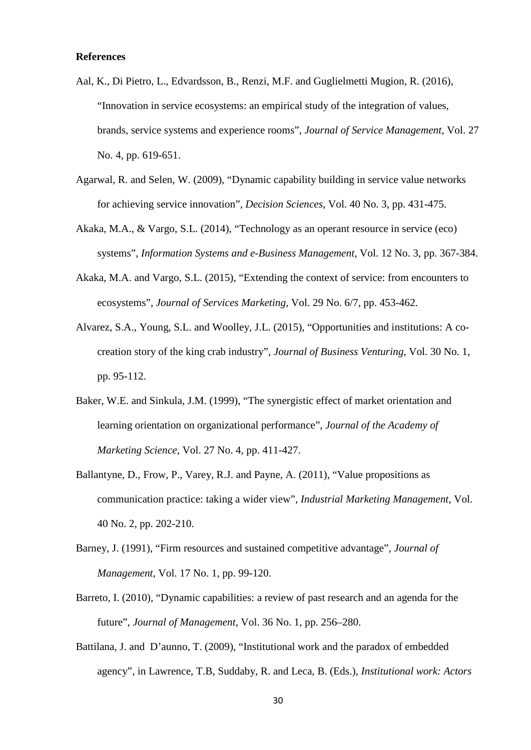**References**

Aal, K., Di Pietro, L., Edvardsson, B., Renzi, M.F. and Guglielmetti Mugion, R. (2016), "Innovation in service ecosystems: an empirical study of the integration of values, brands, service systems and experience rooms", *Journal of Service Management*, Vol. 27 No. 4, pp. 619-651.

Agarwal, R. and Selen, W. (2009), "Dynamic capability building in service value networks for achieving service innovation", *Decision Sciences*, Vol. 40 No. 3, pp. 431-475.

Akaka, M.A., & Vargo, S.L. (2014), "Technology as an operant resource in service (eco) systems", *Information Systems and e-Business Management*, Vol. 12 No. 3, pp. 367-384.

Akaka, M.A. and Vargo, S.L. (2015), "Extending the context of service: from encounters to ecosystems", *Journal of Services Marketing*, Vol. 29 No. 6/7, pp. 453-462.

Alvarez, S.A., Young, S.L. and Woolley, J.L. (2015), "Opportunities and institutions: A co-creation story of the king crab industry", *Journal of Business Venturing*, Vol. 30 No. 1, pp. 95-112.

Baker, W.E. and Sinkula, J.M. (1999), "The synergistic effect of market orientation and learning orientation on organizational performance", *Journal of the Academy of Marketing Science*, Vol. 27 No. 4, pp. 411-427.

Ballantyne, D., Frow, P., Varey, R.J. and Payne, A. (2011), "Value propositions as communication practice: taking a wider view", *Industrial Marketing Management*, Vol. 40 No. 2, pp. 202-210.

Barney, J. (1991), "Firm resources and sustained competitive advantage", *Journal of Management*, Vol. 17 No. 1, pp. 99-120.

Barreto, I. (2010), "Dynamic capabilities: a review of past research and an agenda for the future", *Journal of Management*, Vol. 36 No. 1, pp. 256–280.

Battilana, J. and D'aunno, T. (2009), "Institutional work and the paradox of embedded agency", in Lawrence, T.B, Suddaby, R. and Leca, B. (Eds.), *Institutional work: Actors*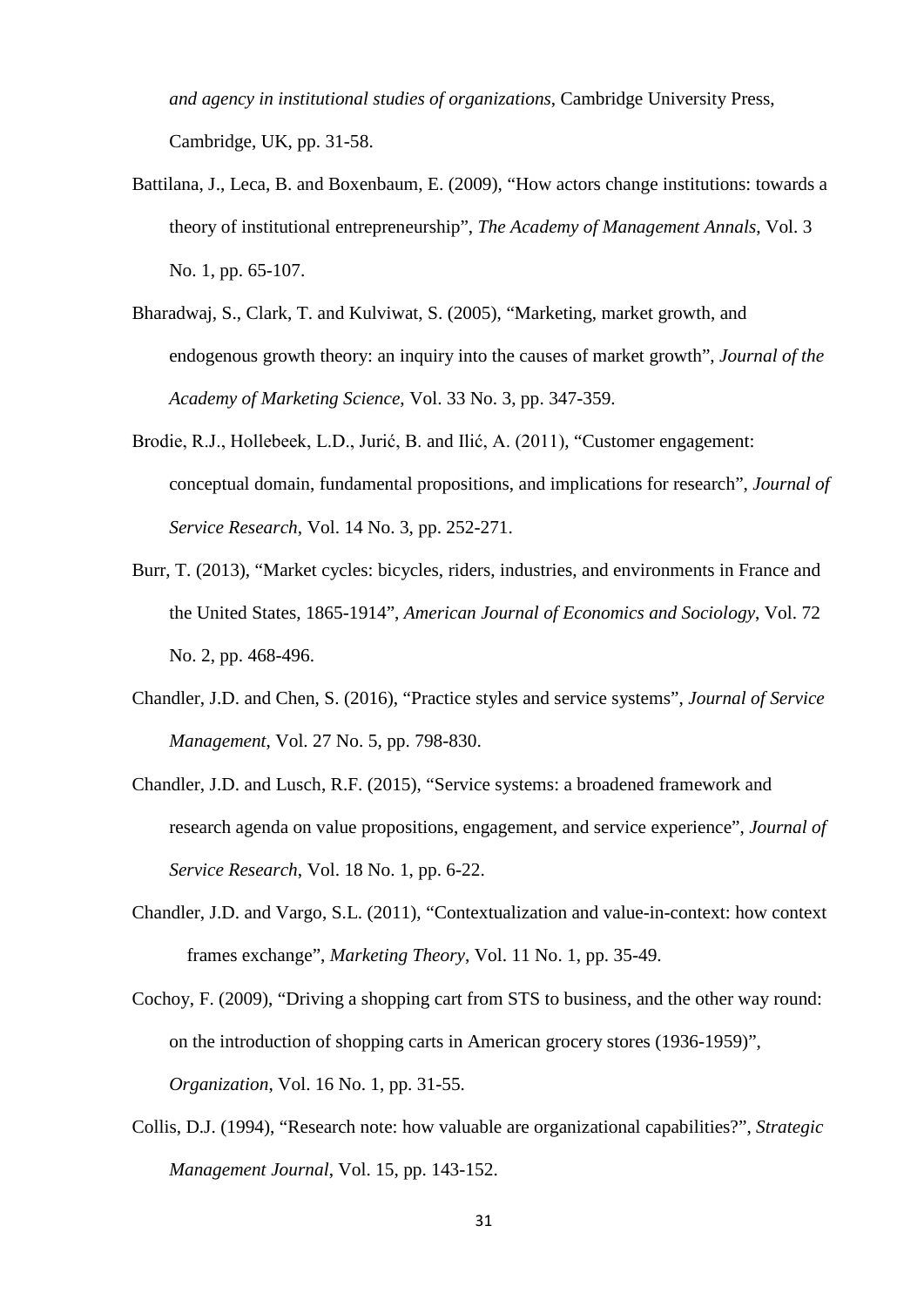*and agency in institutional studies of organizations*, Cambridge University Press, Cambridge, UK, pp. 31-58.

Battilana, J., Leca, B. and Boxenbaum, E. (2009), "How actors change institutions: towards a theory of institutional entrepreneurship", *The Academy of Management Annals*, Vol. 3 No. 1, pp. 65-107.

Bharadwaj, S., Clark, T. and Kulviwat, S. (2005), "Marketing, market growth, and endogenous growth theory: an inquiry into the causes of market growth", *Journal of the Academy of Marketing Science*, Vol. 33 No. 3, pp. 347-359.

Brodie, R.J., Hollebeek, L.D., Jurić, B. and Ilić, A. (2011), "Customer engagement: conceptual domain, fundamental propositions, and implications for research", *Journal of Service Research*, Vol. 14 No. 3, pp. 252-271.

Burr, T. (2013), "Market cycles: bicycles, riders, industries, and environments in France and the United States, 1865-1914", *American Journal of Economics and Sociology*, Vol. 72 No. 2, pp. 468-496.

Chandler, J.D. and Chen, S. (2016), "Practice styles and service systems", *Journal of Service Management*, Vol. 27 No. 5, pp. 798-830.

Chandler, J.D. and Lusch, R.F. (2015), "Service systems: a broadened framework and research agenda on value propositions, engagement, and service experience", *Journal of Service Research*, Vol. 18 No. 1, pp. 6-22.

Chandler, J.D. and Vargo, S.L. (2011), "Contextualization and value-in-context: how context frames exchange", *Marketing Theory*, Vol. 11 No. 1, pp. 35-49.

Cochoy, F. (2009), "Driving a shopping cart from STS to business, and the other way round: on the introduction of shopping carts in American grocery stores (1936-1959)", *Organization*, Vol. 16 No. 1, pp. 31-55.

Collis, D.J. (1994), "Research note: how valuable are organizational capabilities?", *Strategic Management Journal*, Vol. 15, pp. 143-152.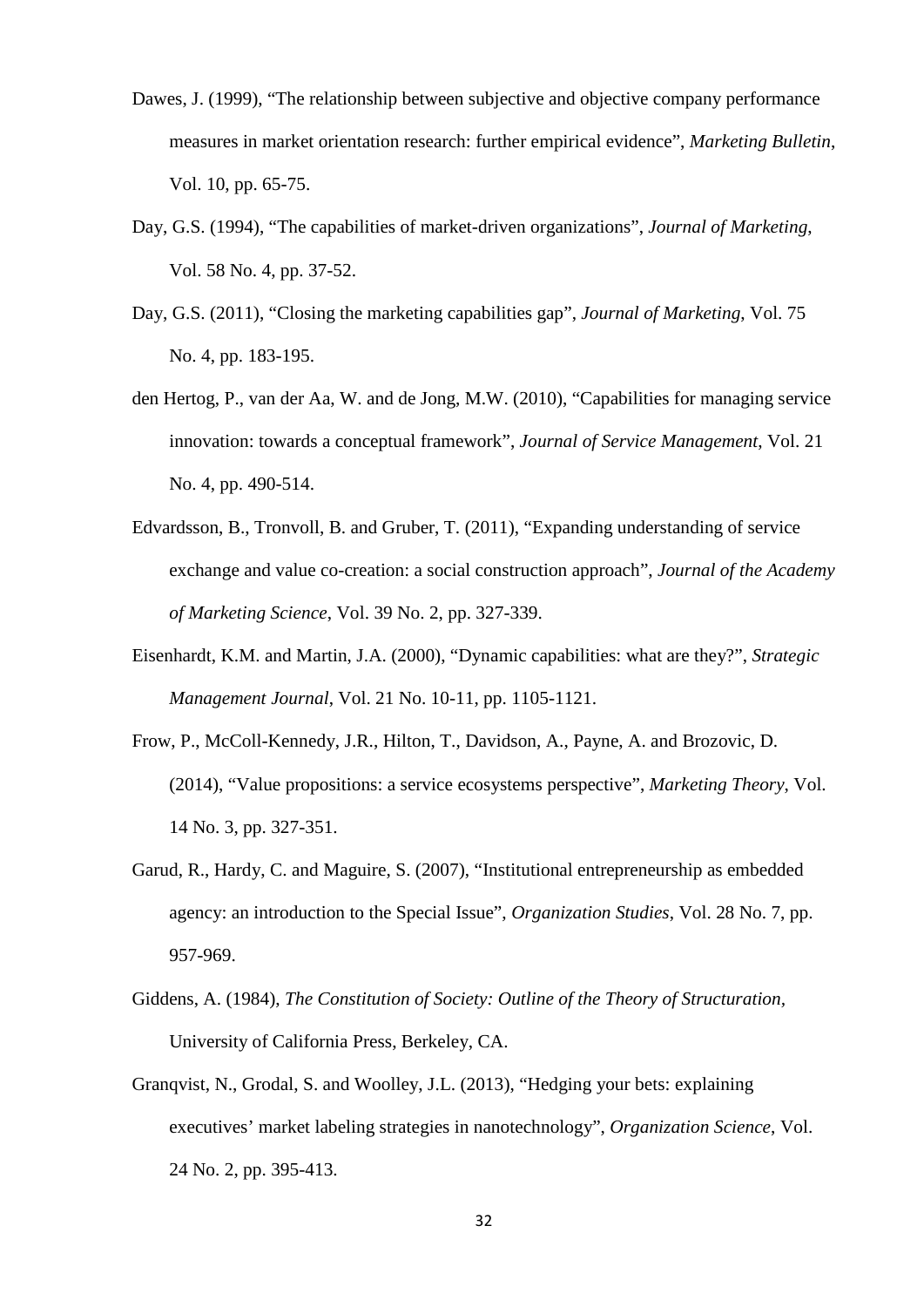Dawes, J. (1999), "The relationship between subjective and objective company performance measures in market orientation research: further empirical evidence", *Marketing Bulletin*, Vol. 10, pp. 65-75.

Day, G.S. (1994), "The capabilities of market-driven organizations", *Journal of Marketing*, Vol. 58 No. 4, pp. 37-52.

Day, G.S. (2011), "Closing the marketing capabilities gap", *Journal of Marketing*, Vol. 75 No. 4, pp. 183-195.

den Hertog, P., van der Aa, W. and de Jong, M.W. (2010), "Capabilities for managing service innovation: towards a conceptual framework", *Journal of Service Management*, Vol. 21 No. 4, pp. 490-514.

Edvardsson, B., Tronvoll, B. and Gruber, T. (2011), "Expanding understanding of service exchange and value co-creation: a social construction approach", *Journal of the Academy of Marketing Science*, Vol. 39 No. 2, pp. 327-339.

Eisenhardt, K.M. and Martin, J.A. (2000), "Dynamic capabilities: what are they?", *Strategic Management Journal*, Vol. 21 No. 10-11, pp. 1105-1121.

Frow, P., McColl-Kennedy, J.R., Hilton, T., Davidson, A., Payne, A. and Brozovic, D. (2014), "Value propositions: a service ecosystems perspective", *Marketing Theory*, Vol. 14 No. 3, pp. 327-351.

Garud, R., Hardy, C. and Maguire, S. (2007), "Institutional entrepreneurship as embedded agency: an introduction to the Special Issue", *Organization Studies*, Vol. 28 No. 7, pp. 957-969.

Giddens, A. (1984), *The Constitution of Society: Outline of the Theory of Structuration*, University of California Press, Berkeley, CA.

Granqvist, N., Grodal, S. and Woolley, J.L. (2013), "Hedging your bets: explaining executives' market labeling strategies in nanotechnology", *Organization Science*, Vol. 24 No. 2, pp. 395-413.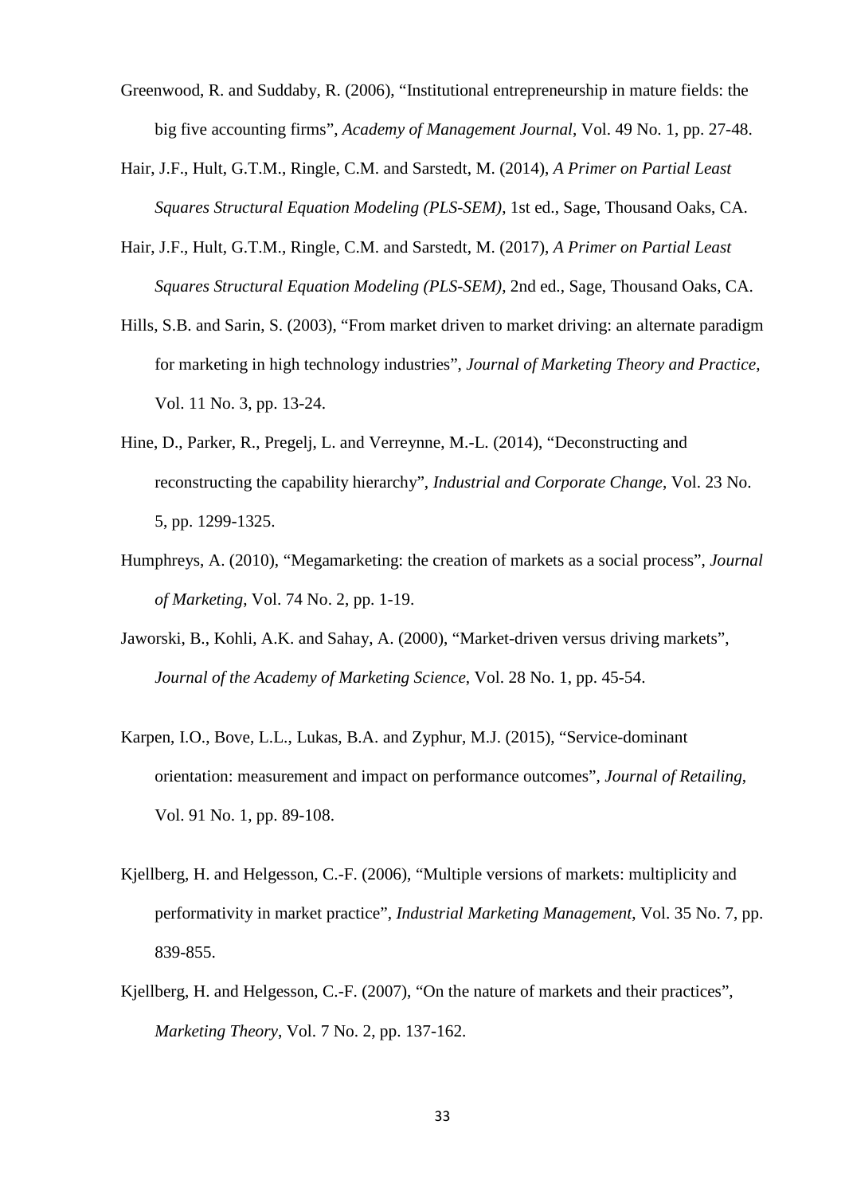Greenwood, R. and Suddaby, R. (2006), “Institutional entrepreneurship in mature fields: the big five accounting firms”, *Academy of Management Journal*, Vol. 49 No. 1, pp. 27-48.

Hair, J.F., Hult, G.T.M., Ringle, C.M. and Sarstedt, M. (2014), *A Primer on Partial Least Squares Structural Equation Modeling (PLS-SEM)*, 1st ed., Sage, Thousand Oaks, CA.

Hair, J.F., Hult, G.T.M., Ringle, C.M. and Sarstedt, M. (2017), *A Primer on Partial Least Squares Structural Equation Modeling (PLS-SEM)*, 2nd ed., Sage, Thousand Oaks, CA.

Hills, S.B. and Sarin, S. (2003), “From market driven to market driving: an alternate paradigm for marketing in high technology industries”, *Journal of Marketing Theory and Practice*, Vol. 11 No. 3, pp. 13-24.

Hine, D., Parker, R., Pregelj, L. and Verreynne, M.-L. (2014), “Deconstructing and reconstructing the capability hierarchy”, *Industrial and Corporate Change*, Vol. 23 No. 5, pp. 1299-1325.

Humphreys, A. (2010), “Megamarketing: the creation of markets as a social process”, *Journal of Marketing*, Vol. 74 No. 2, pp. 1-19.

Jaworski, B., Kohli, A.K. and Sahay, A. (2000), “Market-driven versus driving markets”, *Journal of the Academy of Marketing Science*, Vol. 28 No. 1, pp. 45-54.

Karpen, I.O., Bove, L.L., Lukas, B.A. and Zyphur, M.J. (2015), “Service-dominant orientation: measurement and impact on performance outcomes”, *Journal of Retailing*, Vol. 91 No. 1, pp. 89-108.

Kjellberg, H. and Helgesson, C.-F. (2006), “Multiple versions of markets: multiplicity and performativity in market practice”, *Industrial Marketing Management*, Vol. 35 No. 7, pp. 839-855.

Kjellberg, H. and Helgesson, C.-F. (2007), “On the nature of markets and their practices”, *Marketing Theory*, Vol. 7 No. 2, pp. 137-162.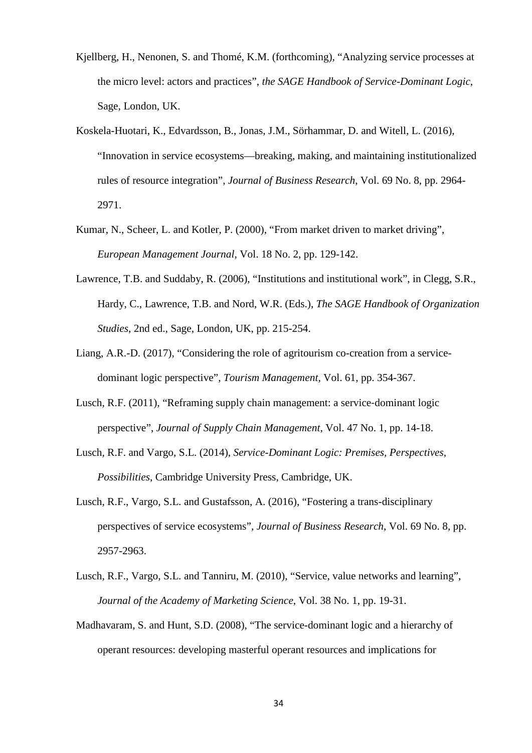Kjellberg, H., Nenonen, S. and Thomé, K.M. (forthcoming), "Analyzing service processes at the micro level: actors and practices", *the SAGE Handbook of Service-Dominant Logic*, Sage, London, UK.

Koskela-Huotari, K., Edvardsson, B., Jonas, J.M., Sörhammar, D. and Witell, L. (2016), "Innovation in service ecosystems—breaking, making, and maintaining institutionalized rules of resource integration", *Journal of Business Research*, Vol. 69 No. 8, pp. 2964-2971.

Kumar, N., Scheer, L. and Kotler, P. (2000), "From market driven to market driving", *European Management Journal*, Vol. 18 No. 2, pp. 129-142.

Lawrence, T.B. and Suddaby, R. (2006), "Institutions and institutional work", in Clegg, S.R., Hardy, C., Lawrence, T.B. and Nord, W.R. (Eds.), *The SAGE Handbook of Organization Studies*, 2nd ed., Sage, London, UK, pp. 215-254.

Liang, A.R.-D. (2017), "Considering the role of agritourism co-creation from a service-dominant logic perspective", *Tourism Management*, Vol. 61, pp. 354-367.

Lusch, R.F. (2011), "Reframing supply chain management: a service-dominant logic perspective", *Journal of Supply Chain Management*, Vol. 47 No. 1, pp. 14-18.

Lusch, R.F. and Vargo, S.L. (2014), *Service-Dominant Logic: Premises, Perspectives, Possibilities*, Cambridge University Press, Cambridge, UK.

Lusch, R.F., Vargo, S.L. and Gustafsson, A. (2016), "Fostering a trans-disciplinary perspectives of service ecosystems", *Journal of Business Research*, Vol. 69 No. 8, pp. 2957-2963.

Lusch, R.F., Vargo, S.L. and Tanniru, M. (2010), "Service, value networks and learning", *Journal of the Academy of Marketing Science*, Vol. 38 No. 1, pp. 19-31.

Madhavaram, S. and Hunt, S.D. (2008), "The service-dominant logic and a hierarchy of operant resources: developing masterful operant resources and implications for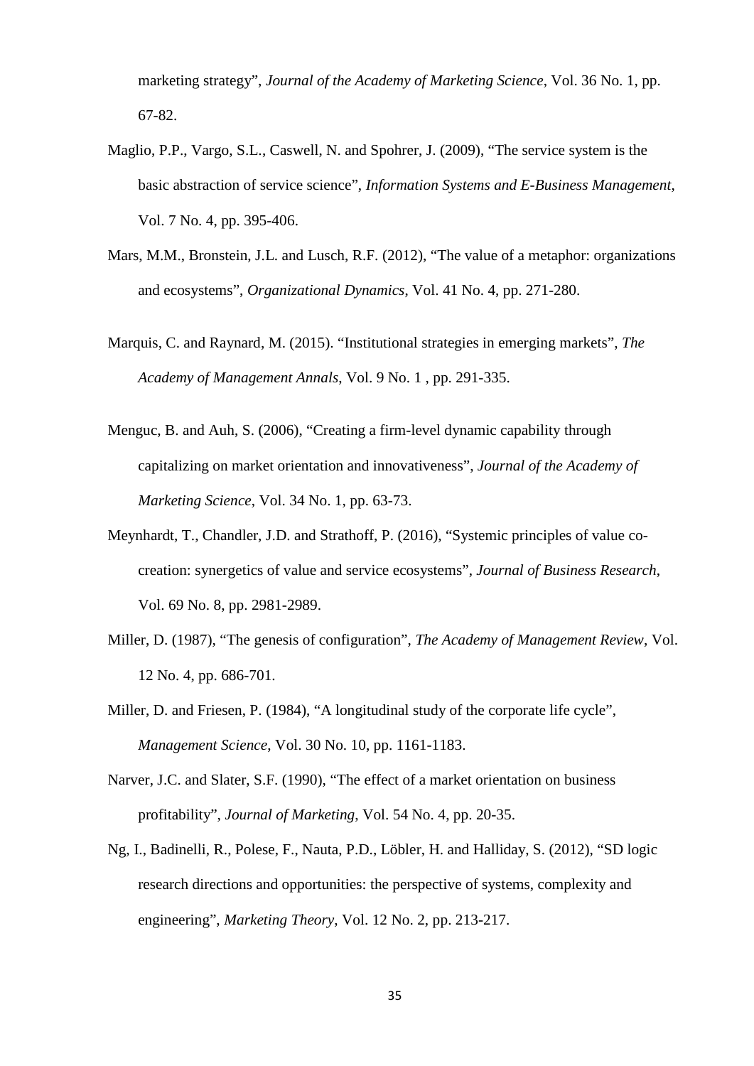marketing strategy", *Journal of the Academy of Marketing Science*, Vol. 36 No. 1, pp. 67-82.

Maglio, P.P., Vargo, S.L., Caswell, N. and Spohrer, J. (2009), "The service system is the basic abstraction of service science", *Information Systems and E-Business Management*, Vol. 7 No. 4, pp. 395-406.

Mars, M.M., Bronstein, J.L. and Lusch, R.F. (2012), "The value of a metaphor: organizations and ecosystems", *Organizational Dynamics*, Vol. 41 No. 4, pp. 271-280.

Marquis, C. and Raynard, M. (2015). "Institutional strategies in emerging markets", *The Academy of Management Annals*, Vol. 9 No. 1 , pp. 291-335.

Menguc, B. and Auh, S. (2006), "Creating a firm-level dynamic capability through capitalizing on market orientation and innovativeness", *Journal of the Academy of Marketing Science*, Vol. 34 No. 1, pp. 63-73.

Meynhardt, T., Chandler, J.D. and Strathoff, P. (2016), "Systemic principles of value co-creation: synergetics of value and service ecosystems", *Journal of Business Research*, Vol. 69 No. 8, pp. 2981-2989.

Miller, D. (1987), "The genesis of configuration", *The Academy of Management Review*, Vol. 12 No. 4, pp. 686-701.

Miller, D. and Friesen, P. (1984), "A longitudinal study of the corporate life cycle", *Management Science*, Vol. 30 No. 10, pp. 1161-1183.

Narver, J.C. and Slater, S.F. (1990), "The effect of a market orientation on business profitability", *Journal of Marketing*, Vol. 54 No. 4, pp. 20-35.

Ng, I., Badinelli, R., Polese, F., Nauta, P.D., Löbler, H. and Halliday, S. (2012), "SD logic research directions and opportunities: the perspective of systems, complexity and engineering", *Marketing Theory*, Vol. 12 No. 2, pp. 213-217.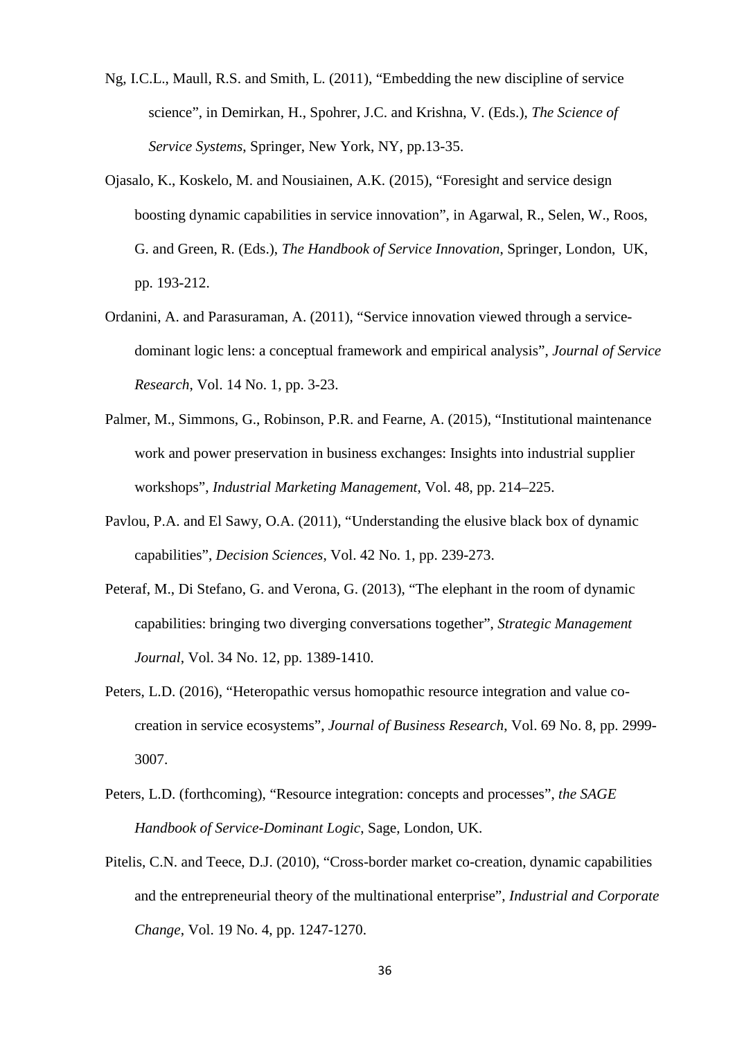Ng, I.C.L., Maull, R.S. and Smith, L. (2011), "Embedding the new discipline of service science", in Demirkan, H., Spohrer, J.C. and Krishna, V. (Eds.), *The Science of Service Systems*, Springer, New York, NY, pp.13-35.

Ojasalo, K., Koskelo, M. and Nousiainen, A.K. (2015), "Foresight and service design boosting dynamic capabilities in service innovation", in Agarwal, R., Selen, W., Roos, G. and Green, R. (Eds.), *The Handbook of Service Innovation*, Springer, London, UK, pp. 193-212.

Ordanini, A. and Parasuraman, A. (2011), "Service innovation viewed through a service-dominant logic lens: a conceptual framework and empirical analysis", *Journal of Service Research*, Vol. 14 No. 1, pp. 3-23.

Palmer, M., Simmons, G., Robinson, P.R. and Fearne, A. (2015), "Institutional maintenance work and power preservation in business exchanges: Insights into industrial supplier workshops", *Industrial Marketing Management*, Vol. 48, pp. 214–225.

Pavlou, P.A. and El Sawy, O.A. (2011), "Understanding the elusive black box of dynamic capabilities", *Decision Sciences*, Vol. 42 No. 1, pp. 239-273.

Peteraf, M., Di Stefano, G. and Verona, G. (2013), "The elephant in the room of dynamic capabilities: bringing two diverging conversations together", *Strategic Management Journal*, Vol. 34 No. 12, pp. 1389-1410.

Peters, L.D. (2016), "Heteropathic versus homopathic resource integration and value co-creation in service ecosystems", *Journal of Business Research*, Vol. 69 No. 8, pp. 2999-3007.

Peters, L.D. (forthcoming), "Resource integration: concepts and processes", *the SAGE Handbook of Service-Dominant Logic*, Sage, London, UK.

Pitelis, C.N. and Teece, D.J. (2010), "Cross-border market co-creation, dynamic capabilities and the entrepreneurial theory of the multinational enterprise", *Industrial and Corporate Change*, Vol. 19 No. 4, pp. 1247-1270.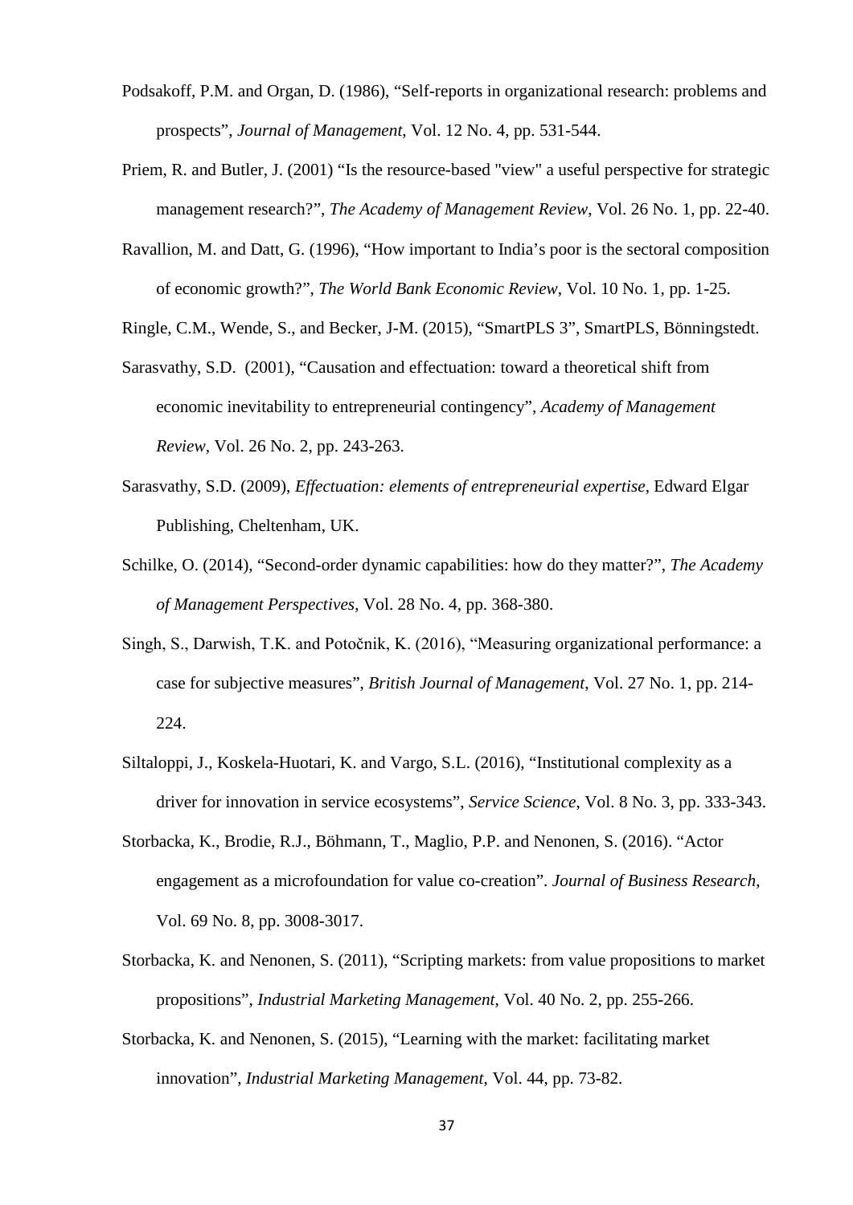Podsakoff, P.M. and Organ, D. (1986), “Self-reports in organizational research: problems and prospects”, *Journal of Management*, Vol. 12 No. 4, pp. 531-544.

Priem, R. and Butler, J. (2001) “Is the resource-based "view" a useful perspective for strategic management research?”, *The Academy of Management Review*, Vol. 26 No. 1, pp. 22-40.

Ravallion, M. and Datt, G. (1996), “How important to India’s poor is the sectoral composition of economic growth?”, *The World Bank Economic Review*, Vol. 10 No. 1, pp. 1-25.

Ringle, C.M., Wende, S., and Becker, J-M. (2015), “SmartPLS 3”, SmartPLS, Bönningstedt.

Sarasvathy, S.D. (2001), “Causation and effectuation: toward a theoretical shift from economic inevitability to entrepreneurial contingency”, *Academy of Management Review*, Vol. 26 No. 2, pp. 243-263.

Sarasvathy, S.D. (2009), *Effectuation: elements of entrepreneurial expertise*, Edward Elgar Publishing, Cheltenham, UK.

Schilke, O. (2014), “Second-order dynamic capabilities: how do they matter?”, *The Academy of Management Perspectives*, Vol. 28 No. 4, pp. 368-380.

Singh, S., Darwish, T.K. and Potočnik, K. (2016), “Measuring organizational performance: a case for subjective measures”, *British Journal of Management*, Vol. 27 No. 1, pp. 214-224.

Siltaloppi, J., Koskela-Huotari, K. and Vargo, S.L. (2016), “Institutional complexity as a driver for innovation in service ecosystems”, *Service Science*, Vol. 8 No. 3, pp. 333-343.

Storbacka, K., Brodie, R.J., Böhmann, T., Maglio, P.P. and Nenonen, S. (2016). “Actor engagement as a microfoundation for value co-creation”. *Journal of Business Research*, Vol. 69 No. 8, pp. 3008-3017.

Storbacka, K. and Nenonen, S. (2011), “Scripting markets: from value propositions to market propositions”, *Industrial Marketing Management*, Vol. 40 No. 2, pp. 255-266.

Storbacka, K. and Nenonen, S. (2015), “Learning with the market: facilitating market innovation”, *Industrial Marketing Management*, Vol. 44, pp. 73-82.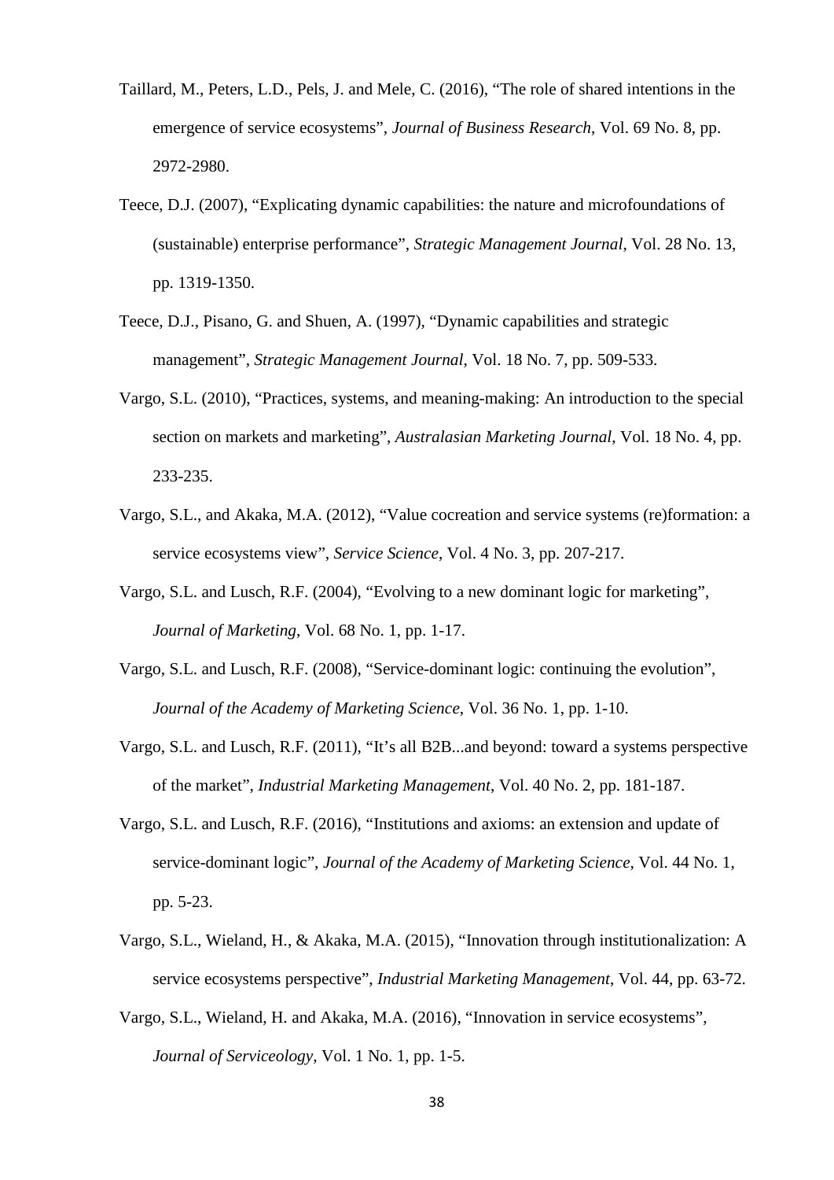Taillard, M., Peters, L.D., Pels, J. and Mele, C. (2016), “The role of shared intentions in the emergence of service ecosystems”, *Journal of Business Research*, Vol. 69 No. 8, pp. 2972-2980.

Teece, D.J. (2007), “Explicating dynamic capabilities: the nature and microfoundations of (sustainable) enterprise performance”, *Strategic Management Journal*, Vol. 28 No. 13, pp. 1319-1350.

Teece, D.J., Pisano, G. and Shuen, A. (1997), “Dynamic capabilities and strategic management”, *Strategic Management Journal*, Vol. 18 No. 7, pp. 509-533.

Vargo, S.L. (2010), “Practices, systems, and meaning-making: An introduction to the special section on markets and marketing”, *Australasian Marketing Journal*, Vol. 18 No. 4, pp. 233-235.

Vargo, S.L., and Akaka, M.A. (2012), “Value cocreation and service systems (re)formation: a service ecosystems view”, *Service Science*, Vol. 4 No. 3, pp. 207-217.

Vargo, S.L. and Lusch, R.F. (2004), “Evolving to a new dominant logic for marketing”, *Journal of Marketing*, Vol. 68 No. 1, pp. 1-17.

Vargo, S.L. and Lusch, R.F. (2008), “Service-dominant logic: continuing the evolution”, *Journal of the Academy of Marketing Science*, Vol. 36 No. 1, pp. 1-10.

Vargo, S.L. and Lusch, R.F. (2011), “It’s all B2B...and beyond: toward a systems perspective of the market”, *Industrial Marketing Management*, Vol. 40 No. 2, pp. 181-187.

Vargo, S.L. and Lusch, R.F. (2016), “Institutions and axioms: an extension and update of service-dominant logic”, *Journal of the Academy of Marketing Science*, Vol. 44 No. 1, pp. 5-23.

Vargo, S.L., Wieland, H., & Akaka, M.A. (2015), “Innovation through institutionalization: A service ecosystems perspective”, *Industrial Marketing Management*, Vol. 44, pp. 63-72.

Vargo, S.L., Wieland, H. and Akaka, M.A. (2016), “Innovation in service ecosystems”, *Journal of Serviceology*, Vol. 1 No. 1, pp. 1-5.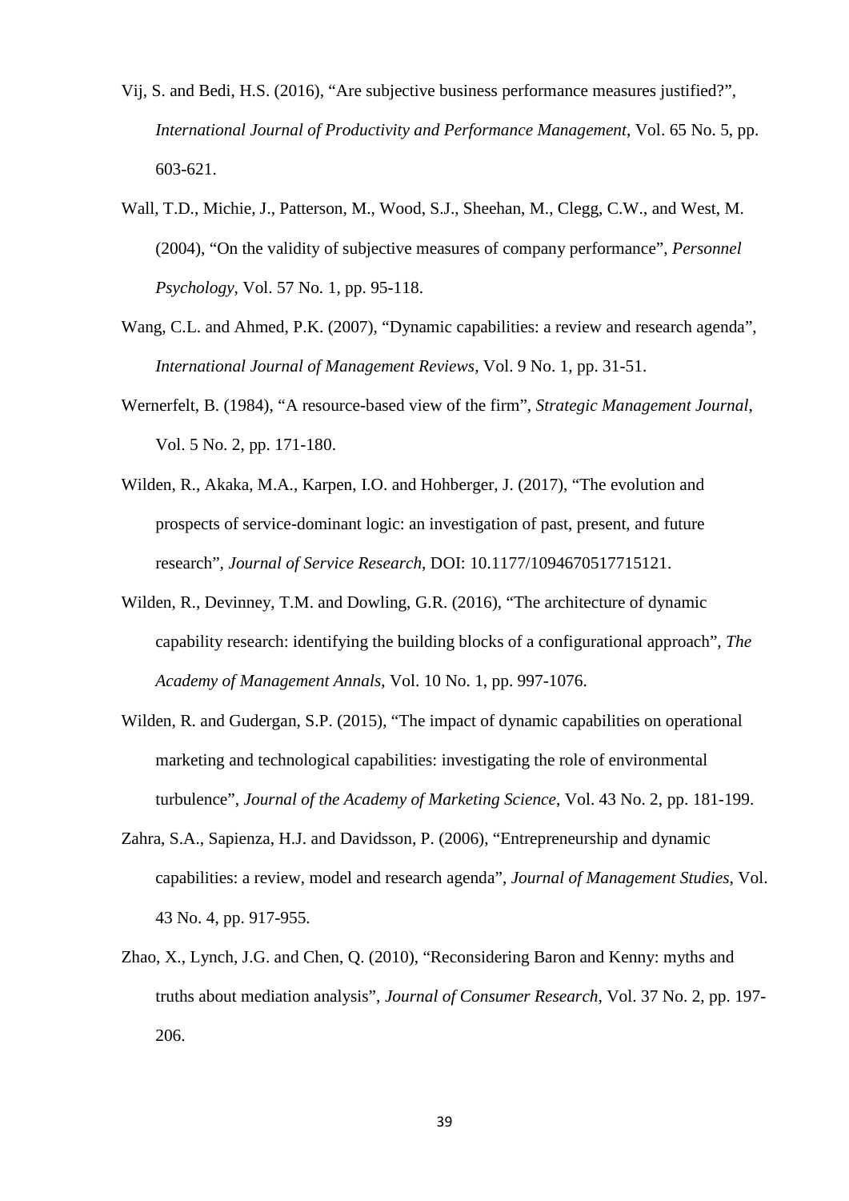Vij, S. and Bedi, H.S. (2016), “Are subjective business performance measures justified?”, *International Journal of Productivity and Performance Management*, Vol. 65 No. 5, pp. 603-621.

Wall, T.D., Michie, J., Patterson, M., Wood, S.J., Sheehan, M., Clegg, C.W., and West, M. (2004), “On the validity of subjective measures of company performance”, *Personnel Psychology*, Vol. 57 No. 1, pp. 95-118.

Wang, C.L. and Ahmed, P.K. (2007), “Dynamic capabilities: a review and research agenda”, *International Journal of Management Reviews*, Vol. 9 No. 1, pp. 31-51.

Wernerfelt, B. (1984), “A resource-based view of the firm”, *Strategic Management Journal*, Vol. 5 No. 2, pp. 171-180.

Wilden, R., Akaka, M.A., Karpen, I.O. and Hohberger, J. (2017), “The evolution and prospects of service-dominant logic: an investigation of past, present, and future research”, *Journal of Service Research*, DOI: 10.1177/1094670517715121.

Wilden, R., Devinney, T.M. and Dowling, G.R. (2016), “The architecture of dynamic capability research: identifying the building blocks of a configurational approach”, *The Academy of Management Annals*, Vol. 10 No. 1, pp. 997-1076.

Wilden, R. and Gudergan, S.P. (2015), “The impact of dynamic capabilities on operational marketing and technological capabilities: investigating the role of environmental turbulence”, *Journal of the Academy of Marketing Science*, Vol. 43 No. 2, pp. 181-199.

Zahra, S.A., Sapienza, H.J. and Davidsson, P. (2006), “Entrepreneurship and dynamic capabilities: a review, model and research agenda”, *Journal of Management Studies*, Vol. 43 No. 4, pp. 917-955.

Zhao, X., Lynch, J.G. and Chen, Q. (2010), “Reconsidering Baron and Kenny: myths and truths about mediation analysis”, *Journal of Consumer Research*, Vol. 37 No. 2, pp. 197-206.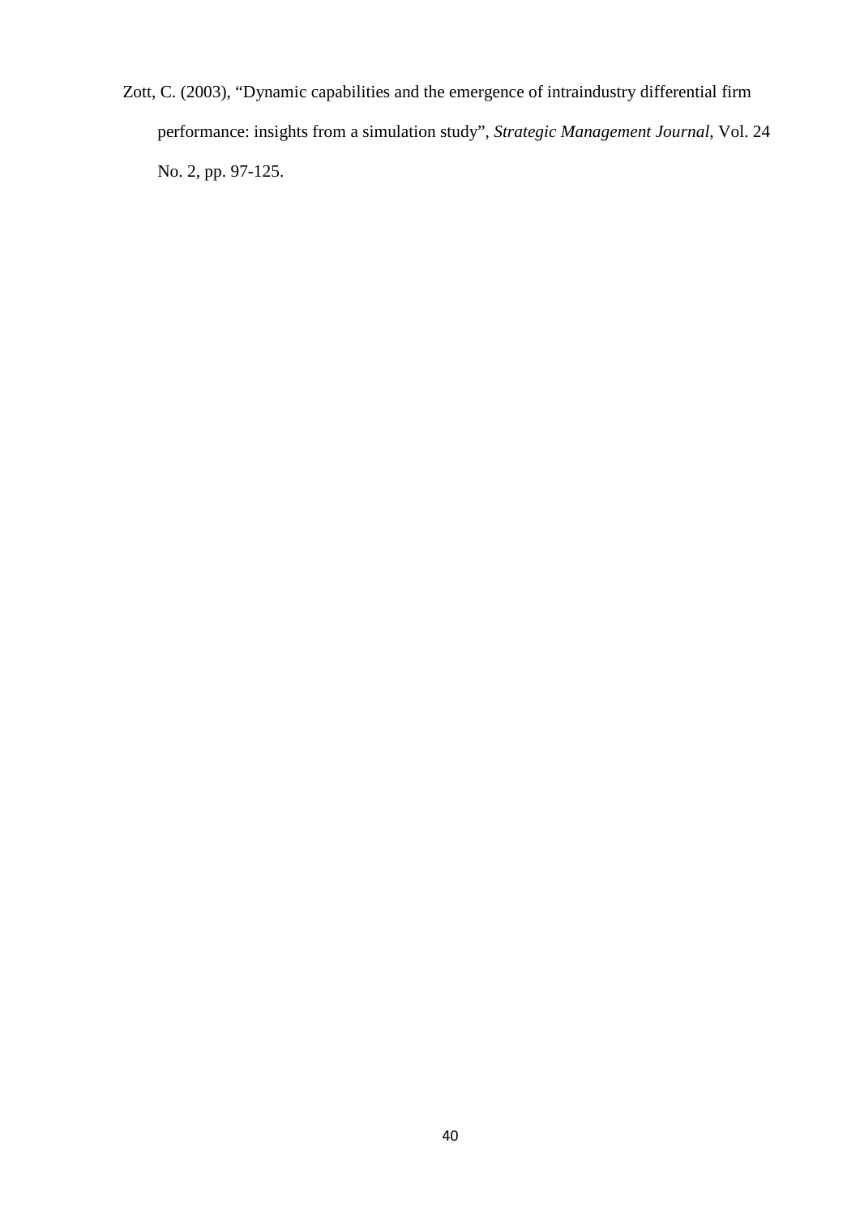Zott, C. (2003), “Dynamic capabilities and the emergence of intraindustry differential firm performance: insights from a simulation study”, *Strategic Management Journal*, Vol. 24 No. 2, pp. 97-125.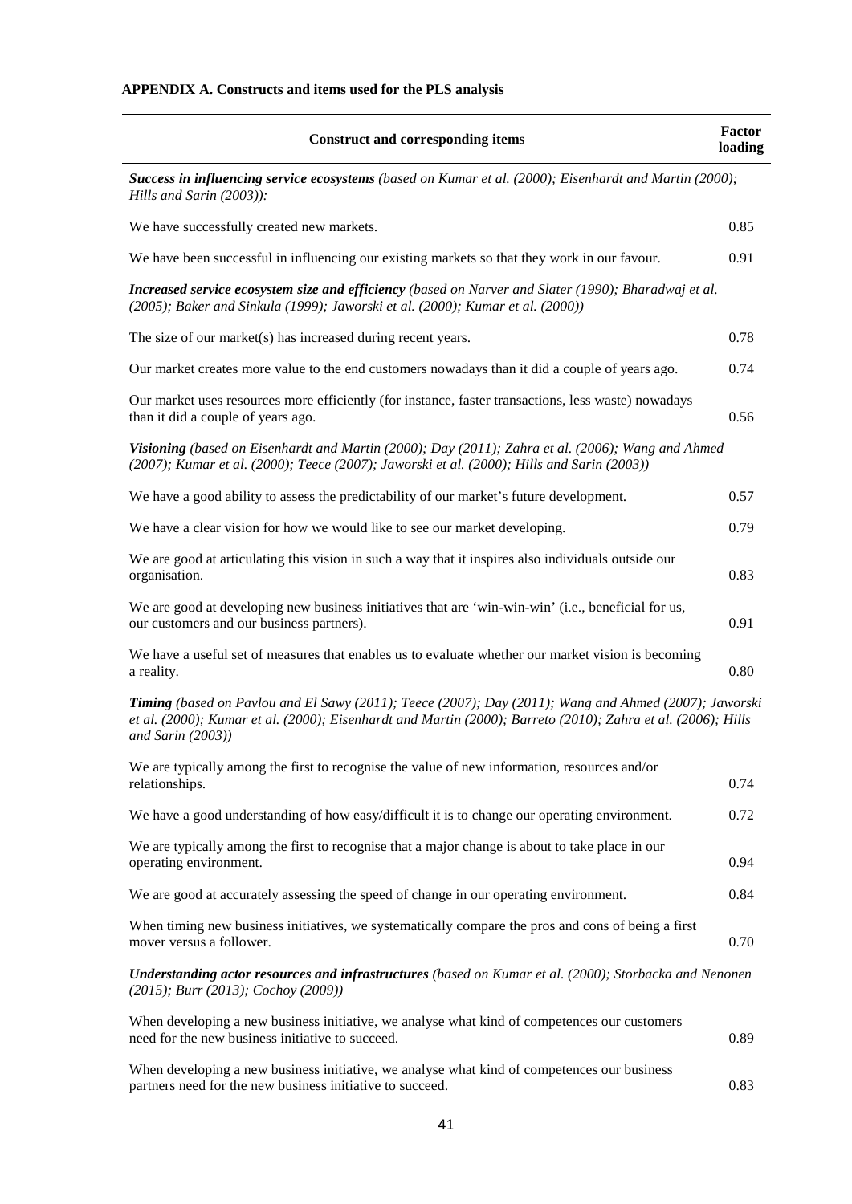**APPENDIX A. Constructs and items used for the PLS analysis**

| Construct and corresponding items | Factor loading |
|---|---|
| ***Success in influencing service ecosystems*** *(based on Kumar et al. (2000); Eisenhardt and Martin (2000); Hills and Sarin (2003)):* | |
| We have successfully created new markets. | 0.85 |
| We have been successful in influencing our existing markets so that they work in our favour. | 0.91 |
| ***Increased service ecosystem size and efficiency*** *(based on Narver and Slater (1990); Bharadwaj et al. (2005); Baker and Sinkula (1999); Jaworski et al. (2000); Kumar et al. (2000))* | |
| The size of our market(s) has increased during recent years. | 0.78 |
| Our market creates more value to the end customers nowadays than it did a couple of years ago. | 0.74 |
| Our market uses resources more efficiently (for instance, faster transactions, less waste) nowadays than it did a couple of years ago. | 0.56 |
| ***Visioning*** *(based on Eisenhardt and Martin (2000); Day (2011); Zahra et al. (2006); Wang and Ahmed (2007); Kumar et al. (2000); Teece (2007); Jaworski et al. (2000); Hills and Sarin (2003))* | |
| We have a good ability to assess the predictability of our market's future development. | 0.57 |
| We have a clear vision for how we would like to see our market developing. | 0.79 |
| We are good at articulating this vision in such a way that it inspires also individuals outside our organisation. | 0.83 |
| We are good at developing new business initiatives that are 'win-win-win' (i.e., beneficial for us, our customers and our business partners). | 0.91 |
| We have a useful set of measures that enables us to evaluate whether our market vision is becoming a reality. | 0.80 |
| ***Timing*** *(based on Pavlou and El Sawy (2011); Teece (2007); Day (2011); Wang and Ahmed (2007); Jaworski et al. (2000); Kumar et al. (2000); Eisenhardt and Martin (2000); Barreto (2010); Zahra et al. (2006); Hills and Sarin (2003))* | |
| We are typically among the first to recognise the value of new information, resources and/or relationships. | 0.74 |
| We have a good understanding of how easy/difficult it is to change our operating environment. | 0.72 |
| We are typically among the first to recognise that a major change is about to take place in our operating environment. | 0.94 |
| We are good at accurately assessing the speed of change in our operating environment. | 0.84 |
| When timing new business initiatives, we systematically compare the pros and cons of being a first mover versus a follower. | 0.70 |
| ***Understanding actor resources and infrastructures*** *(based on Kumar et al. (2000); Storbacka and Nenonen (2015); Burr (2013); Cochoy (2009))* | |
| When developing a new business initiative, we analyse what kind of competences our customers need for the new business initiative to succeed. | 0.89 |
| When developing a new business initiative, we analyse what kind of competences our business partners need for the new business initiative to succeed. | 0.83 |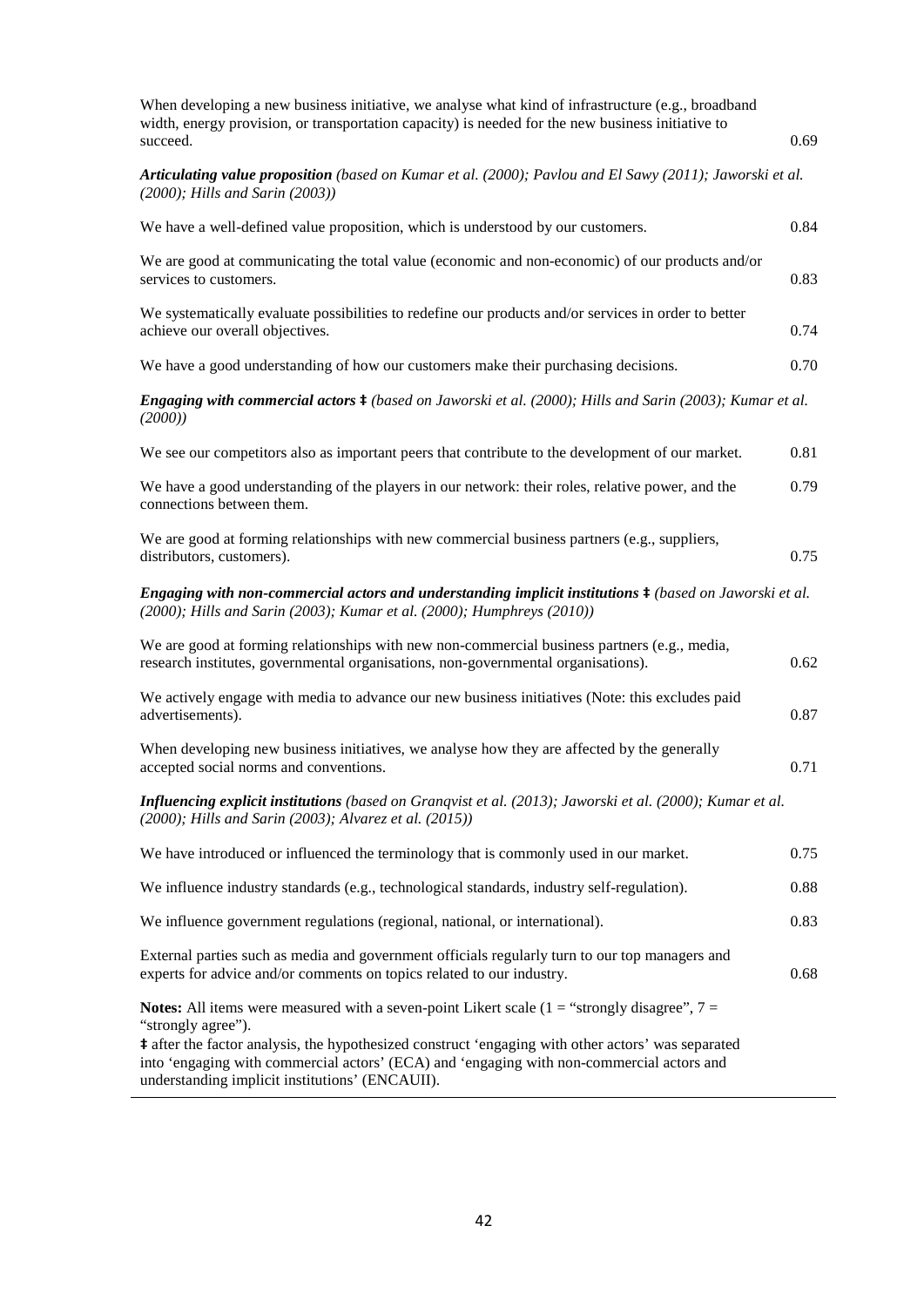| | |
|---|---|
| When developing a new business initiative, we analyse what kind of infrastructure (e.g., broadband width, energy provision, or transportation capacity) is needed for the new business initiative to succeed. | 0.69 |
| ***Articulating value proposition*** *(based on Kumar et al. (2000); Pavlou and El Sawy (2011); Jaworski et al. (2000); Hills and Sarin (2003))* | |
| We have a well-defined value proposition, which is understood by our customers. | 0.84 |
| We are good at communicating the total value (economic and non-economic) of our products and/or services to customers. | 0.83 |
| We systematically evaluate possibilities to redefine our products and/or services in order to better achieve our overall objectives. | 0.74 |
| We have a good understanding of how our customers make their purchasing decisions. | 0.70 |
| ***Engaging with commercial actors ‡*** *(based on Jaworski et al. (2000); Hills and Sarin (2003); Kumar et al. (2000))* | |
| We see our competitors also as important peers that contribute to the development of our market. | 0.81 |
| We have a good understanding of the players in our network: their roles, relative power, and the connections between them. | 0.79 |
| We are good at forming relationships with new commercial business partners (e.g., suppliers, distributors, customers). | 0.75 |
| ***Engaging with non-commercial actors and understanding implicit institutions ‡*** *(based on Jaworski et al. (2000); Hills and Sarin (2003); Kumar et al. (2000); Humphreys (2010))* | |
| We are good at forming relationships with new non-commercial business partners (e.g., media, research institutes, governmental organisations, non-governmental organisations). | 0.62 |
| We actively engage with media to advance our new business initiatives (Note: this excludes paid advertisements). | 0.87 |
| When developing new business initiatives, we analyse how they are affected by the generally accepted social norms and conventions. | 0.71 |
| ***Influencing explicit institutions*** *(based on Granqvist et al. (2013); Jaworski et al. (2000); Kumar et al. (2000); Hills and Sarin (2003); Alvarez et al. (2015))* | |
| We have introduced or influenced the terminology that is commonly used in our market. | 0.75 |
| We influence industry standards (e.g., technological standards, industry self-regulation). | 0.88 |
| We influence government regulations (regional, national, or international). | 0.83 |
| External parties such as media and government officials regularly turn to our top managers and experts for advice and/or comments on topics related to our industry. | 0.68 |

**Notes:** All items were measured with a seven-point Likert scale (1 = "strongly disagree", 7 = "strongly agree").

‡ after the factor analysis, the hypothesized construct 'engaging with other actors' was separated into 'engaging with commercial actors' (ECA) and 'engaging with non-commercial actors and understanding implicit institutions' (ENCAUII).